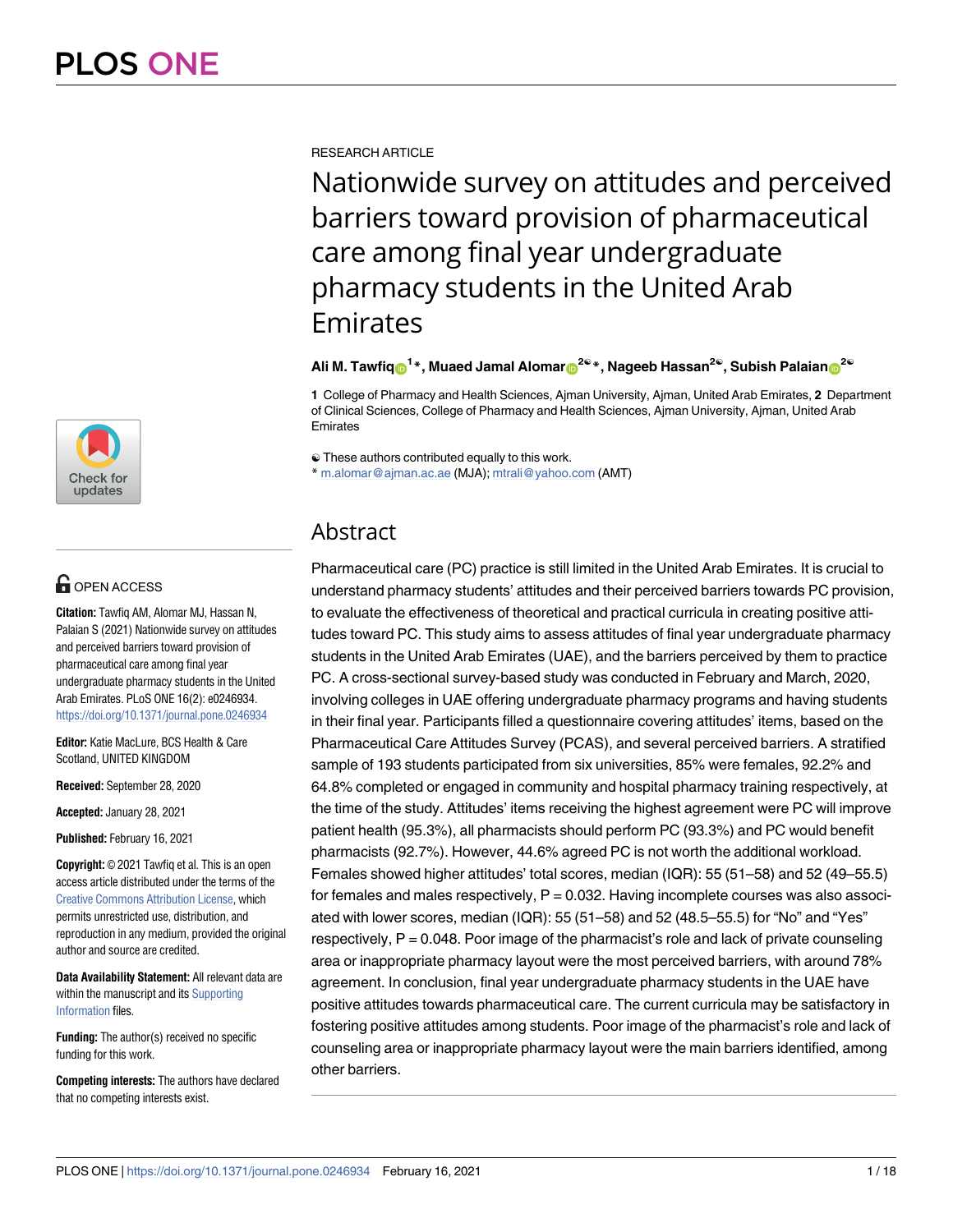RESEARCH ARTICLE

# Nationwide survey on attitudes and perceived barriers toward provision of pharmaceutical care among final year undergraduate pharmacy students in the United Arab Emirates

**Ali M. Tawfiq[1]*, Muaed Jamal Alomar[2☯]*, Nageeb Hassan[2☯], Subish Palaian[2☯]**

**1** College of Pharmacy and Health Sciences, Ajman University, Ajman, United Arab Emirates, **2** Department of Clinical Sciences, College of Pharmacy and Health Sciences, Ajman University, Ajman, United Arab Emirates

☯ These authors contributed equally to this work.
* m.alomar@ajman.ac.ae (MJA); mtrali@yahoo.com (AMT)

OPEN ACCESS

**Citation:** Tawfiq AM, Alomar MJ, Hassan N, Palaian S (2021) Nationwide survey on attitudes and perceived barriers toward provision of pharmaceutical care among final year undergraduate pharmacy students in the United Arab Emirates. PLoS ONE 16(2): e0246934. https://doi.org/10.1371/journal.pone.0246934

**Editor:** Katie MacLure, BCS Health & Care Scotland, UNITED KINGDOM

**Received:** September 28, 2020

**Accepted:** January 28, 2021

**Published:** February 16, 2021

**Copyright:** © 2021 Tawfiq et al. This is an open access article distributed under the terms of the Creative Commons Attribution License, which permits unrestricted use, distribution, and reproduction in any medium, provided the original author and source are credited.

**Data Availability Statement:** All relevant data are within the manuscript and its Supporting Information files.

**Funding:** The author(s) received no specific funding for this work.

**Competing interests:** The authors have declared that no competing interests exist.

## Abstract

Pharmaceutical care (PC) practice is still limited in the United Arab Emirates. It is crucial to understand pharmacy students' attitudes and their perceived barriers towards PC provision, to evaluate the effectiveness of theoretical and practical curricula in creating positive attitudes toward PC. This study aims to assess attitudes of final year undergraduate pharmacy students in the United Arab Emirates (UAE), and the barriers perceived by them to practice PC. A cross-sectional survey-based study was conducted in February and March, 2020, involving colleges in UAE offering undergraduate pharmacy programs and having students in their final year. Participants filled a questionnaire covering attitudes' items, based on the Pharmaceutical Care Attitudes Survey (PCAS), and several perceived barriers. A stratified sample of 193 students participated from six universities, 85% were females, 92.2% and 64.8% completed or engaged in community and hospital pharmacy training respectively, at the time of the study. Attitudes' items receiving the highest agreement were PC will improve patient health (95.3%), all pharmacists should perform PC (93.3%) and PC would benefit pharmacists (92.7%). However, 44.6% agreed PC is not worth the additional workload. Females showed higher attitudes' total scores, median (IQR): 55 (51–58) and 52 (49–55.5) for females and males respectively, P = 0.032. Having incomplete courses was also associated with lower scores, median (IQR): 55 (51–58) and 52 (48.5–55.5) for "No" and "Yes" respectively, P = 0.048. Poor image of the pharmacist's role and lack of private counseling area or inappropriate pharmacy layout were the most perceived barriers, with around 78% agreement. In conclusion, final year undergraduate pharmacy students in the UAE have positive attitudes towards pharmaceutical care. The current curricula may be satisfactory in fostering positive attitudes among students. Poor image of the pharmacist's role and lack of counseling area or inappropriate pharmacy layout were the main barriers identified, among other barriers.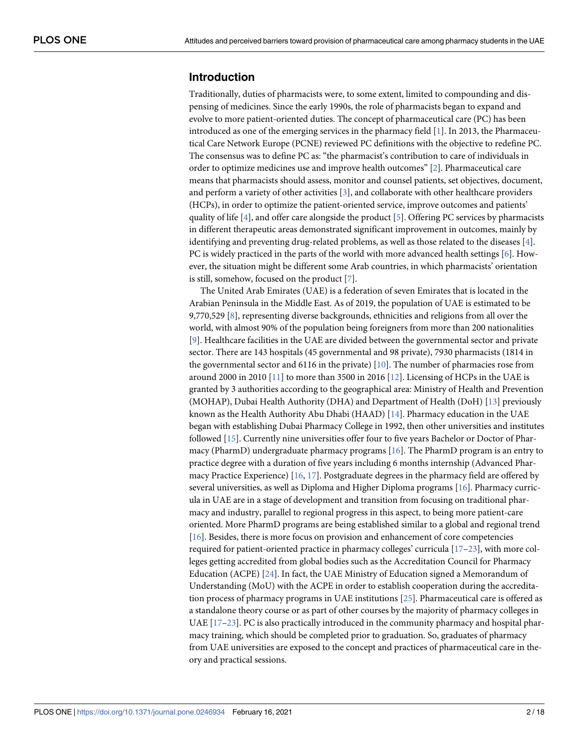## Introduction

Traditionally, duties of pharmacists were, to some extent, limited to compounding and dispensing of medicines. Since the early 1990s, the role of pharmacists began to expand and evolve to more patient-oriented duties. The concept of pharmaceutical care (PC) has been introduced as one of the emerging services in the pharmacy field [1]. In 2013, the Pharmaceutical Care Network Europe (PCNE) reviewed PC definitions with the objective to redefine PC. The consensus was to define PC as: "the pharmacist's contribution to care of individuals in order to optimize medicines use and improve health outcomes" [2]. Pharmaceutical care means that pharmacists should assess, monitor and counsel patients, set objectives, document, and perform a variety of other activities [3], and collaborate with other healthcare providers (HCPs), in order to optimize the patient-oriented service, improve outcomes and patients' quality of life [4], and offer care alongside the product [5]. Offering PC services by pharmacists in different therapeutic areas demonstrated significant improvement in outcomes, mainly by identifying and preventing drug-related problems, as well as those related to the diseases [4]. PC is widely practiced in the parts of the world with more advanced health settings [6]. However, the situation might be different some Arab countries, in which pharmacists' orientation is still, somehow, focused on the product [7].

The United Arab Emirates (UAE) is a federation of seven Emirates that is located in the Arabian Peninsula in the Middle East. As of 2019, the population of UAE is estimated to be 9,770,529 [8], representing diverse backgrounds, ethnicities and religions from all over the world, with almost 90% of the population being foreigners from more than 200 nationalities [9]. Healthcare facilities in the UAE are divided between the governmental sector and private sector. There are 143 hospitals (45 governmental and 98 private), 7930 pharmacists (1814 in the governmental sector and 6116 in the private) [10]. The number of pharmacies rose from around 2000 in 2010 [11] to more than 3500 in 2016 [12]. Licensing of HCPs in the UAE is granted by 3 authorities according to the geographical area: Ministry of Health and Prevention (MOHAP), Dubai Health Authority (DHA) and Department of Health (DoH) [13] previously known as the Health Authority Abu Dhabi (HAAD) [14]. Pharmacy education in the UAE began with establishing Dubai Pharmacy College in 1992, then other universities and institutes followed [15]. Currently nine universities offer four to five years Bachelor or Doctor of Pharmacy (PharmD) undergraduate pharmacy programs [16]. The PharmD program is an entry to practice degree with a duration of five years including 6 months internship (Advanced Pharmacy Practice Experience) [16, 17]. Postgraduate degrees in the pharmacy field are offered by several universities, as well as Diploma and Higher Diploma programs [16]. Pharmacy curricula in UAE are in a stage of development and transition from focusing on traditional pharmacy and industry, parallel to regional progress in this aspect, to being more patient-care oriented. More PharmD programs are being established similar to a global and regional trend [16]. Besides, there is more focus on provision and enhancement of core competencies required for patient-oriented practice in pharmacy colleges' curricula [17–23], with more colleges getting accredited from global bodies such as the Accreditation Council for Pharmacy Education (ACPE) [24]. In fact, the UAE Ministry of Education signed a Memorandum of Understanding (MoU) with the ACPE in order to establish cooperation during the accreditation process of pharmacy programs in UAE institutions [25]. Pharmaceutical care is offered as a standalone theory course or as part of other courses by the majority of pharmacy colleges in UAE [17–23]. PC is also practically introduced in the community pharmacy and hospital pharmacy training, which should be completed prior to graduation. So, graduates of pharmacy from UAE universities are exposed to the concept and practices of pharmaceutical care in theory and practical sessions.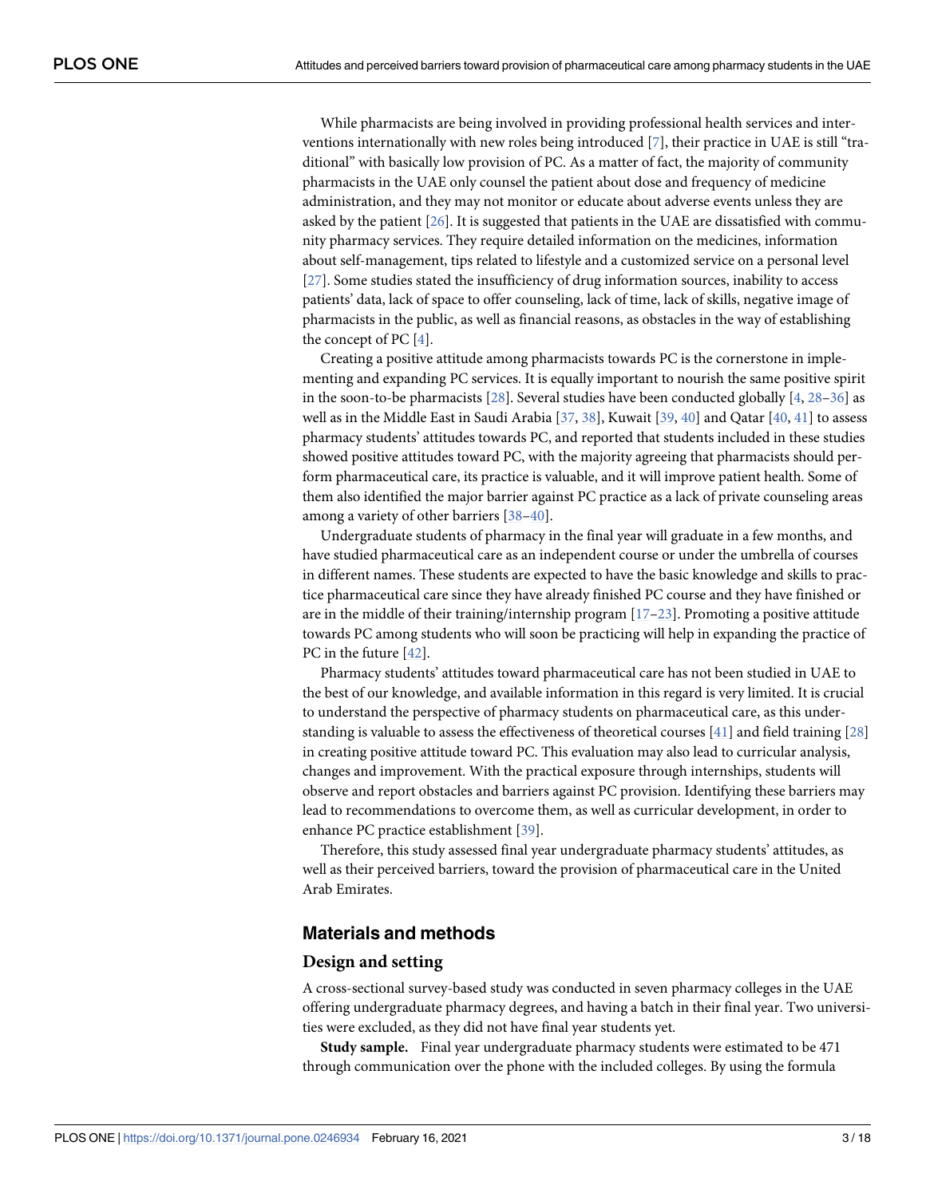While pharmacists are being involved in providing professional health services and interventions internationally with new roles being introduced [7], their practice in UAE is still "traditional" with basically low provision of PC. As a matter of fact, the majority of community pharmacists in the UAE only counsel the patient about dose and frequency of medicine administration, and they may not monitor or educate about adverse events unless they are asked by the patient [26]. It is suggested that patients in the UAE are dissatisfied with community pharmacy services. They require detailed information on the medicines, information about self-management, tips related to lifestyle and a customized service on a personal level [27]. Some studies stated the insufficiency of drug information sources, inability to access patients' data, lack of space to offer counseling, lack of time, lack of skills, negative image of pharmacists in the public, as well as financial reasons, as obstacles in the way of establishing the concept of PC [4].

Creating a positive attitude among pharmacists towards PC is the cornerstone in implementing and expanding PC services. It is equally important to nourish the same positive spirit in the soon-to-be pharmacists [28]. Several studies have been conducted globally [4, 28–36] as well as in the Middle East in Saudi Arabia [37, 38], Kuwait [39, 40] and Qatar [40, 41] to assess pharmacy students' attitudes towards PC, and reported that students included in these studies showed positive attitudes toward PC, with the majority agreeing that pharmacists should perform pharmaceutical care, its practice is valuable, and it will improve patient health. Some of them also identified the major barrier against PC practice as a lack of private counseling areas among a variety of other barriers [38–40].

Undergraduate students of pharmacy in the final year will graduate in a few months, and have studied pharmaceutical care as an independent course or under the umbrella of courses in different names. These students are expected to have the basic knowledge and skills to practice pharmaceutical care since they have already finished PC course and they have finished or are in the middle of their training/internship program [17–23]. Promoting a positive attitude towards PC among students who will soon be practicing will help in expanding the practice of PC in the future [42].

Pharmacy students' attitudes toward pharmaceutical care has not been studied in UAE to the best of our knowledge, and available information in this regard is very limited. It is crucial to understand the perspective of pharmacy students on pharmaceutical care, as this understanding is valuable to assess the effectiveness of theoretical courses [41] and field training [28] in creating positive attitude toward PC. This evaluation may also lead to curricular analysis, changes and improvement. With the practical exposure through internships, students will observe and report obstacles and barriers against PC provision. Identifying these barriers may lead to recommendations to overcome them, as well as curricular development, in order to enhance PC practice establishment [39].

Therefore, this study assessed final year undergraduate pharmacy students' attitudes, as well as their perceived barriers, toward the provision of pharmaceutical care in the United Arab Emirates.

## Materials and methods

### Design and setting

A cross-sectional survey-based study was conducted in seven pharmacy colleges in the UAE offering undergraduate pharmacy degrees, and having a batch in their final year. Two universities were excluded, as they did not have final year students yet.

**Study sample.** Final year undergraduate pharmacy students were estimated to be 471 through communication over the phone with the included colleges. By using the formula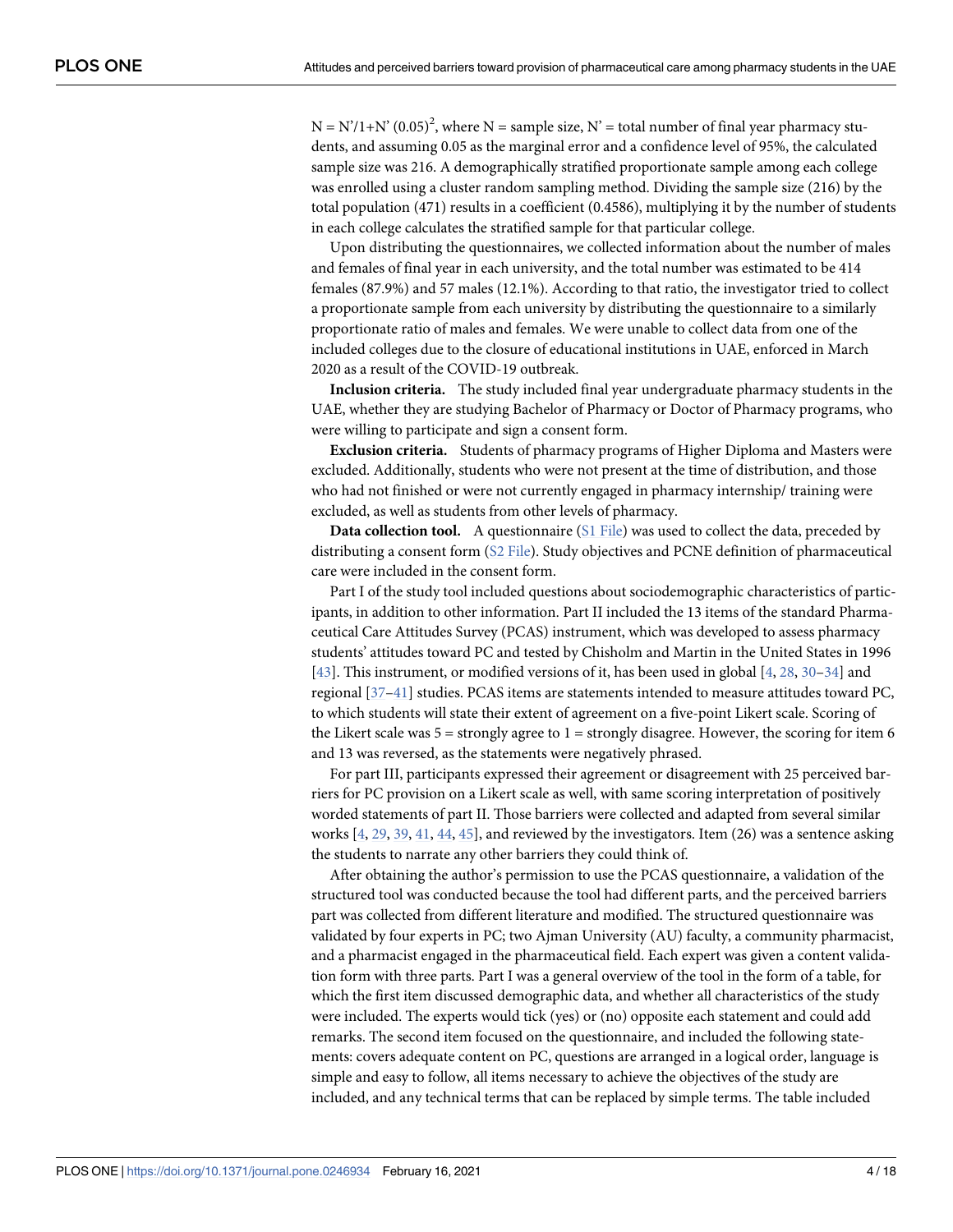$N = N'/1+N' (0.05)^2$, where N = sample size, N' = total number of final year pharmacy students, and assuming 0.05 as the marginal error and a confidence level of 95%, the calculated sample size was 216. A demographically stratified proportionate sample among each college was enrolled using a cluster random sampling method. Dividing the sample size (216) by the total population (471) results in a coefficient (0.4586), multiplying it by the number of students in each college calculates the stratified sample for that particular college.

Upon distributing the questionnaires, we collected information about the number of males and females of final year in each university, and the total number was estimated to be 414 females (87.9%) and 57 males (12.1%). According to that ratio, the investigator tried to collect a proportionate sample from each university by distributing the questionnaire to a similarly proportionate ratio of males and females. We were unable to collect data from one of the included colleges due to the closure of educational institutions in UAE, enforced in March 2020 as a result of the COVID-19 outbreak.

**Inclusion criteria.** The study included final year undergraduate pharmacy students in the UAE, whether they are studying Bachelor of Pharmacy or Doctor of Pharmacy programs, who were willing to participate and sign a consent form.

**Exclusion criteria.** Students of pharmacy programs of Higher Diploma and Masters were excluded. Additionally, students who were not present at the time of distribution, and those who had not finished or were not currently engaged in pharmacy internship/ training were excluded, as well as students from other levels of pharmacy.

**Data collection tool.** A questionnaire (S1 File) was used to collect the data, preceded by distributing a consent form (S2 File). Study objectives and PCNE definition of pharmaceutical care were included in the consent form.

Part I of the study tool included questions about sociodemographic characteristics of participants, in addition to other information. Part II included the 13 items of the standard Pharmaceutical Care Attitudes Survey (PCAS) instrument, which was developed to assess pharmacy students' attitudes toward PC and tested by Chisholm and Martin in the United States in 1996 [43]. This instrument, or modified versions of it, has been used in global [4, 28, 30–34] and regional [37–41] studies. PCAS items are statements intended to measure attitudes toward PC, to which students will state their extent of agreement on a five-point Likert scale. Scoring of the Likert scale was 5 = strongly agree to 1 = strongly disagree. However, the scoring for item 6 and 13 was reversed, as the statements were negatively phrased.

For part III, participants expressed their agreement or disagreement with 25 perceived barriers for PC provision on a Likert scale as well, with same scoring interpretation of positively worded statements of part II. Those barriers were collected and adapted from several similar works [4, 29, 39, 41, 44, 45], and reviewed by the investigators. Item (26) was a sentence asking the students to narrate any other barriers they could think of.

After obtaining the author's permission to use the PCAS questionnaire, a validation of the structured tool was conducted because the tool had different parts, and the perceived barriers part was collected from different literature and modified. The structured questionnaire was validated by four experts in PC; two Ajman University (AU) faculty, a community pharmacist, and a pharmacist engaged in the pharmaceutical field. Each expert was given a content validation form with three parts. Part I was a general overview of the tool in the form of a table, for which the first item discussed demographic data, and whether all characteristics of the study were included. The experts would tick (yes) or (no) opposite each statement and could add remarks. The second item focused on the questionnaire, and included the following statements: covers adequate content on PC, questions are arranged in a logical order, language is simple and easy to follow, all items necessary to achieve the objectives of the study are included, and any technical terms that can be replaced by simple terms. The table included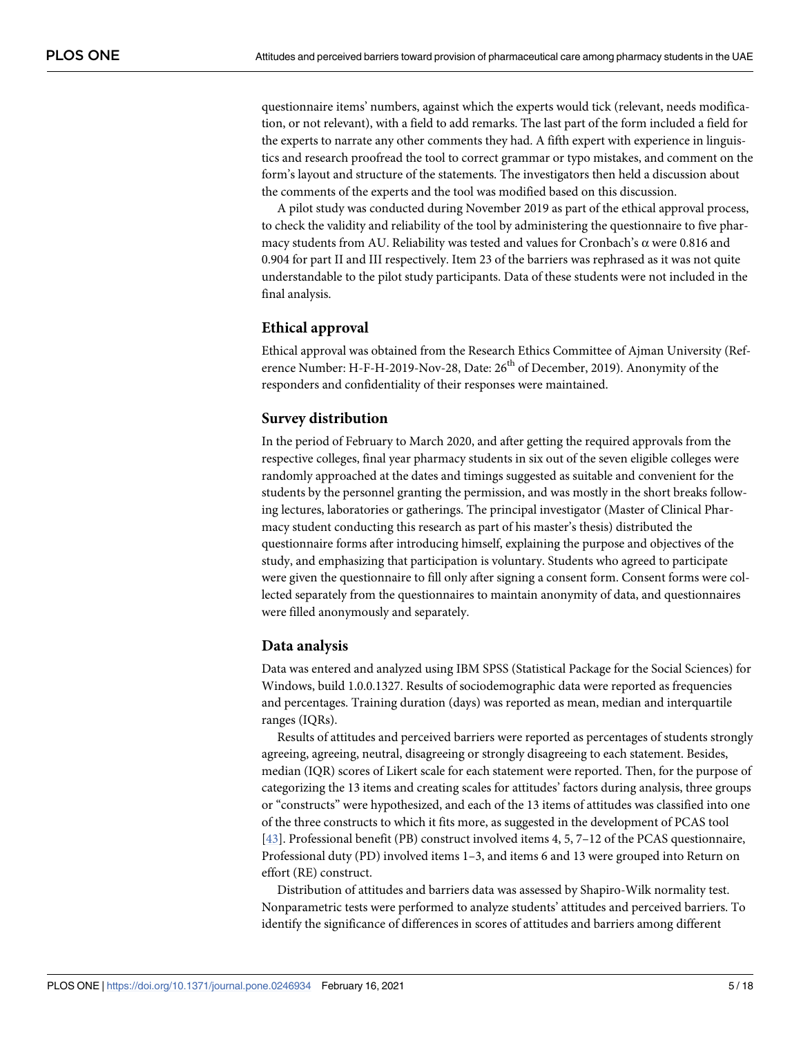questionnaire items' numbers, against which the experts would tick (relevant, needs modification, or not relevant), with a field to add remarks. The last part of the form included a field for the experts to narrate any other comments they had. A fifth expert with experience in linguistics and research proofread the tool to correct grammar or typo mistakes, and comment on the form's layout and structure of the statements. The investigators then held a discussion about the comments of the experts and the tool was modified based on this discussion.

A pilot study was conducted during November 2019 as part of the ethical approval process, to check the validity and reliability of the tool by administering the questionnaire to five pharmacy students from AU. Reliability was tested and values for Cronbach's α were 0.816 and 0.904 for part II and III respectively. Item 23 of the barriers was rephrased as it was not quite understandable to the pilot study participants. Data of these students were not included in the final analysis.

### Ethical approval

Ethical approval was obtained from the Research Ethics Committee of Ajman University (Reference Number: H-F-H-2019-Nov-28, Date: 26th of December, 2019). Anonymity of the responders and confidentiality of their responses were maintained.

### Survey distribution

In the period of February to March 2020, and after getting the required approvals from the respective colleges, final year pharmacy students in six out of the seven eligible colleges were randomly approached at the dates and timings suggested as suitable and convenient for the students by the personnel granting the permission, and was mostly in the short breaks following lectures, laboratories or gatherings. The principal investigator (Master of Clinical Pharmacy student conducting this research as part of his master's thesis) distributed the questionnaire forms after introducing himself, explaining the purpose and objectives of the study, and emphasizing that participation is voluntary. Students who agreed to participate were given the questionnaire to fill only after signing a consent form. Consent forms were collected separately from the questionnaires to maintain anonymity of data, and questionnaires were filled anonymously and separately.

### Data analysis

Data was entered and analyzed using IBM SPSS (Statistical Package for the Social Sciences) for Windows, build 1.0.0.1327. Results of sociodemographic data were reported as frequencies and percentages. Training duration (days) was reported as mean, median and interquartile ranges (IQRs).

Results of attitudes and perceived barriers were reported as percentages of students strongly agreeing, agreeing, neutral, disagreeing or strongly disagreeing to each statement. Besides, median (IQR) scores of Likert scale for each statement were reported. Then, for the purpose of categorizing the 13 items and creating scales for attitudes' factors during analysis, three groups or "constructs" were hypothesized, and each of the 13 items of attitudes was classified into one of the three constructs to which it fits more, as suggested in the development of PCAS tool [43]. Professional benefit (PB) construct involved items 4, 5, 7–12 of the PCAS questionnaire, Professional duty (PD) involved items 1–3, and items 6 and 13 were grouped into Return on effort (RE) construct.

Distribution of attitudes and barriers data was assessed by Shapiro-Wilk normality test. Nonparametric tests were performed to analyze students' attitudes and perceived barriers. To identify the significance of differences in scores of attitudes and barriers among different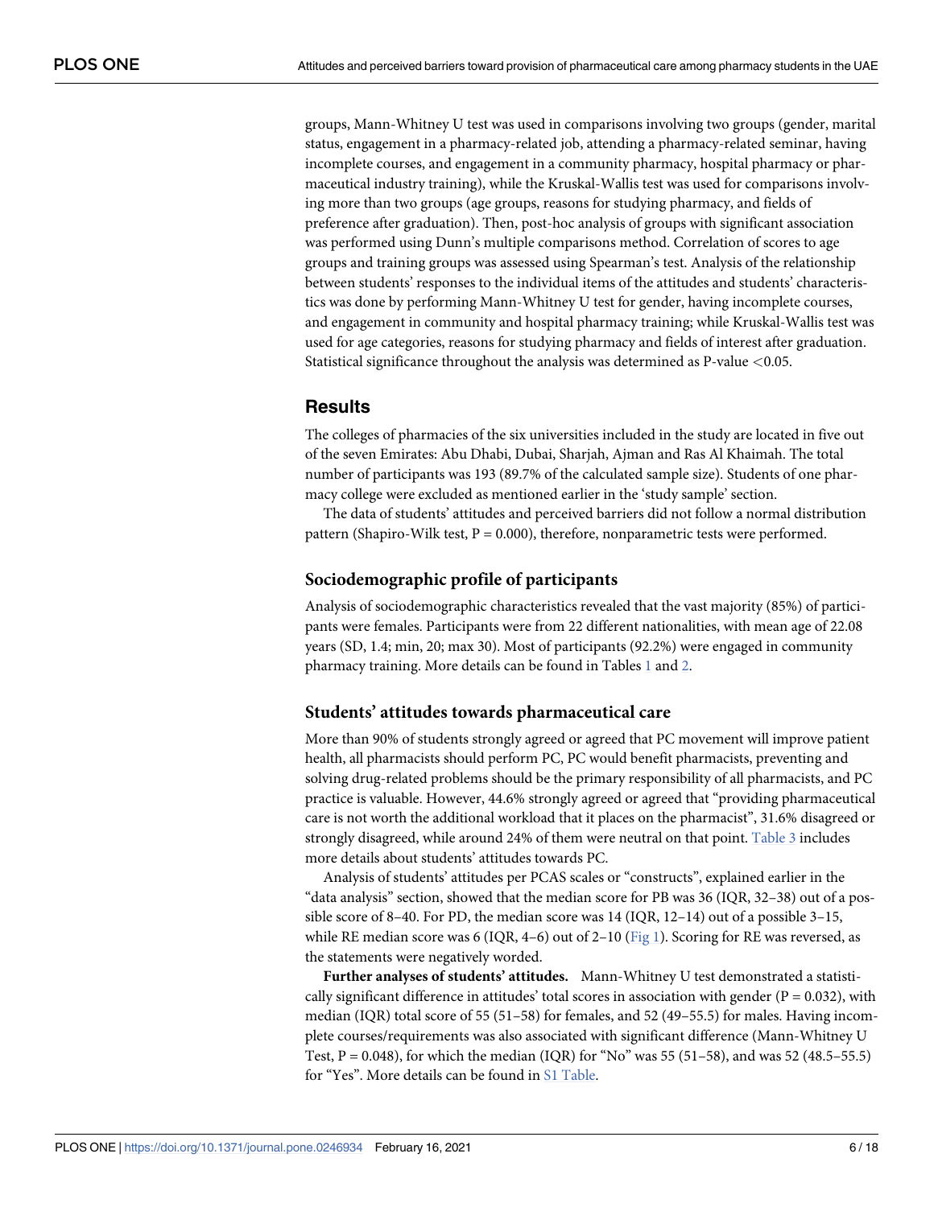groups, Mann-Whitney U test was used in comparisons involving two groups (gender, marital status, engagement in a pharmacy-related job, attending a pharmacy-related seminar, having incomplete courses, and engagement in a community pharmacy, hospital pharmacy or pharmaceutical industry training), while the Kruskal-Wallis test was used for comparisons involving more than two groups (age groups, reasons for studying pharmacy, and fields of preference after graduation). Then, post-hoc analysis of groups with significant association was performed using Dunn's multiple comparisons method. Correlation of scores to age groups and training groups was assessed using Spearman's test. Analysis of the relationship between students' responses to the individual items of the attitudes and students' characteristics was done by performing Mann-Whitney U test for gender, having incomplete courses, and engagement in community and hospital pharmacy training; while Kruskal-Wallis test was used for age categories, reasons for studying pharmacy and fields of interest after graduation. Statistical significance throughout the analysis was determined as P-value $<0.05$.

## Results

The colleges of pharmacies of the six universities included in the study are located in five out of the seven Emirates: Abu Dhabi, Dubai, Sharjah, Ajman and Ras Al Khaimah. The total number of participants was 193 (89.7% of the calculated sample size). Students of one pharmacy college were excluded as mentioned earlier in the 'study sample' section.

The data of students' attitudes and perceived barriers did not follow a normal distribution pattern (Shapiro-Wilk test, $P = 0.000$), therefore, nonparametric tests were performed.

### Sociodemographic profile of participants

Analysis of sociodemographic characteristics revealed that the vast majority (85%) of participants were females. Participants were from 22 different nationalities, with mean age of 22.08 years (SD, 1.4; min, 20; max 30). Most of participants (92.2%) were engaged in community pharmacy training. More details can be found in Tables 1 and 2.

### Students' attitudes towards pharmaceutical care

More than 90% of students strongly agreed or agreed that PC movement will improve patient health, all pharmacists should perform PC, PC would benefit pharmacists, preventing and solving drug-related problems should be the primary responsibility of all pharmacists, and PC practice is valuable. However, 44.6% strongly agreed or agreed that "providing pharmaceutical care is not worth the additional workload that it places on the pharmacist", 31.6% disagreed or strongly disagreed, while around 24% of them were neutral on that point. Table 3 includes more details about students' attitudes towards PC.

Analysis of students' attitudes per PCAS scales or "constructs", explained earlier in the "data analysis" section, showed that the median score for PB was 36 (IQR, 32–38) out of a possible score of 8–40. For PD, the median score was 14 (IQR, 12–14) out of a possible 3–15, while RE median score was 6 (IQR, 4–6) out of 2–10 (Fig 1). Scoring for RE was reversed, as the statements were negatively worded.

**Further analyses of students' attitudes.** Mann-Whitney U test demonstrated a statistically significant difference in attitudes' total scores in association with gender ($P = 0.032$), with median (IQR) total score of 55 (51–58) for females, and 52 (49–55.5) for males. Having incomplete courses/requirements was also associated with significant difference (Mann-Whitney U Test, $P = 0.048$), for which the median (IQR) for "No" was 55 (51–58), and was 52 (48.5–55.5) for "Yes". More details can be found in S1 Table.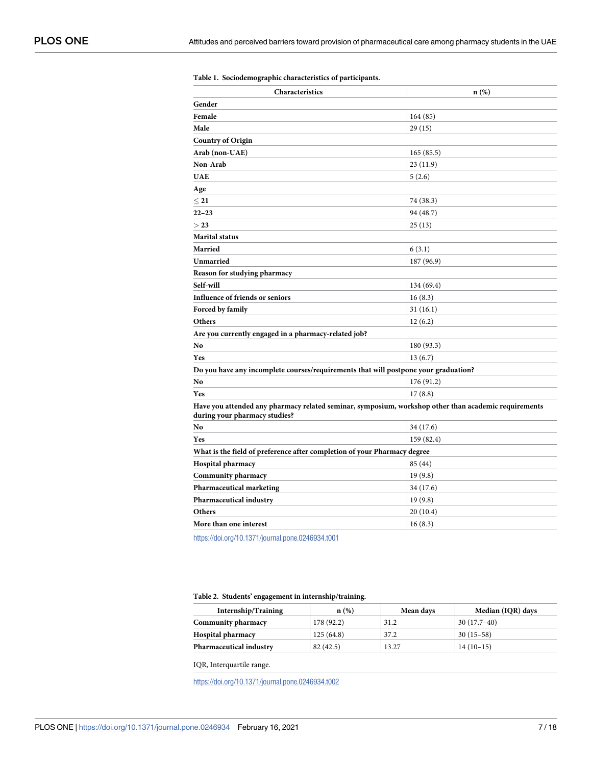**Table 1. Sociodemographic characteristics of participants.**

| Characteristics | n (%) |
|---|---|
| **Gender** | |
| **Female** | 164 (85) |
| **Male** | 29 (15) |
| **Country of Origin** | |
| **Arab (non-UAE)** | 165 (85.5) |
| **Non-Arab** | 23 (11.9) |
| **UAE** | 5 (2.6) |
| **Age** | |
| **≤ 21** | 74 (38.3) |
| **22–23** | 94 (48.7) |
| **> 23** | 25 (13) |
| **Marital status** | |
| **Married** | 6 (3.1) |
| **Unmarried** | 187 (96.9) |
| **Reason for studying pharmacy** | |
| **Self-will** | 134 (69.4) |
| **Influence of friends or seniors** | 16 (8.3) |
| **Forced by family** | 31 (16.1) |
| **Others** | 12 (6.2) |
| **Are you currently engaged in a pharmacy-related job?** | |
| **No** | 180 (93.3) |
| **Yes** | 13 (6.7) |
| **Do you have any incomplete courses/requirements that will postpone your graduation?** | |
| **No** | 176 (91.2) |
| **Yes** | 17 (8.8) |
| **Have you attended any pharmacy related seminar, symposium, workshop other than academic requirements during your pharmacy studies?** | |
| **No** | 34 (17.6) |
| **Yes** | 159 (82.4) |
| **What is the field of preference after completion of your Pharmacy degree** | |
| **Hospital pharmacy** | 85 (44) |
| **Community pharmacy** | 19 (9.8) |
| **Pharmaceutical marketing** | 34 (17.6) |
| **Pharmaceutical industry** | 19 (9.8) |
| **Others** | 20 (10.4) |
| **More than one interest** | 16 (8.3) |

https://doi.org/10.1371/journal.pone.0246934.t001

**Table 2. Students' engagement in internship/training.**

| Internship/Training | n (%) | Mean days | Median (IQR) days |
|---|---|---|---|
| **Community pharmacy** | 178 (92.2) | 31.2 | 30 (17.7–40) |
| **Hospital pharmacy** | 125 (64.8) | 37.2 | 30 (15–58) |
| **Pharmaceutical industry** | 82 (42.5) | 13.27 | 14 (10–15) |

IQR, Interquartile range.

https://doi.org/10.1371/journal.pone.0246934.t002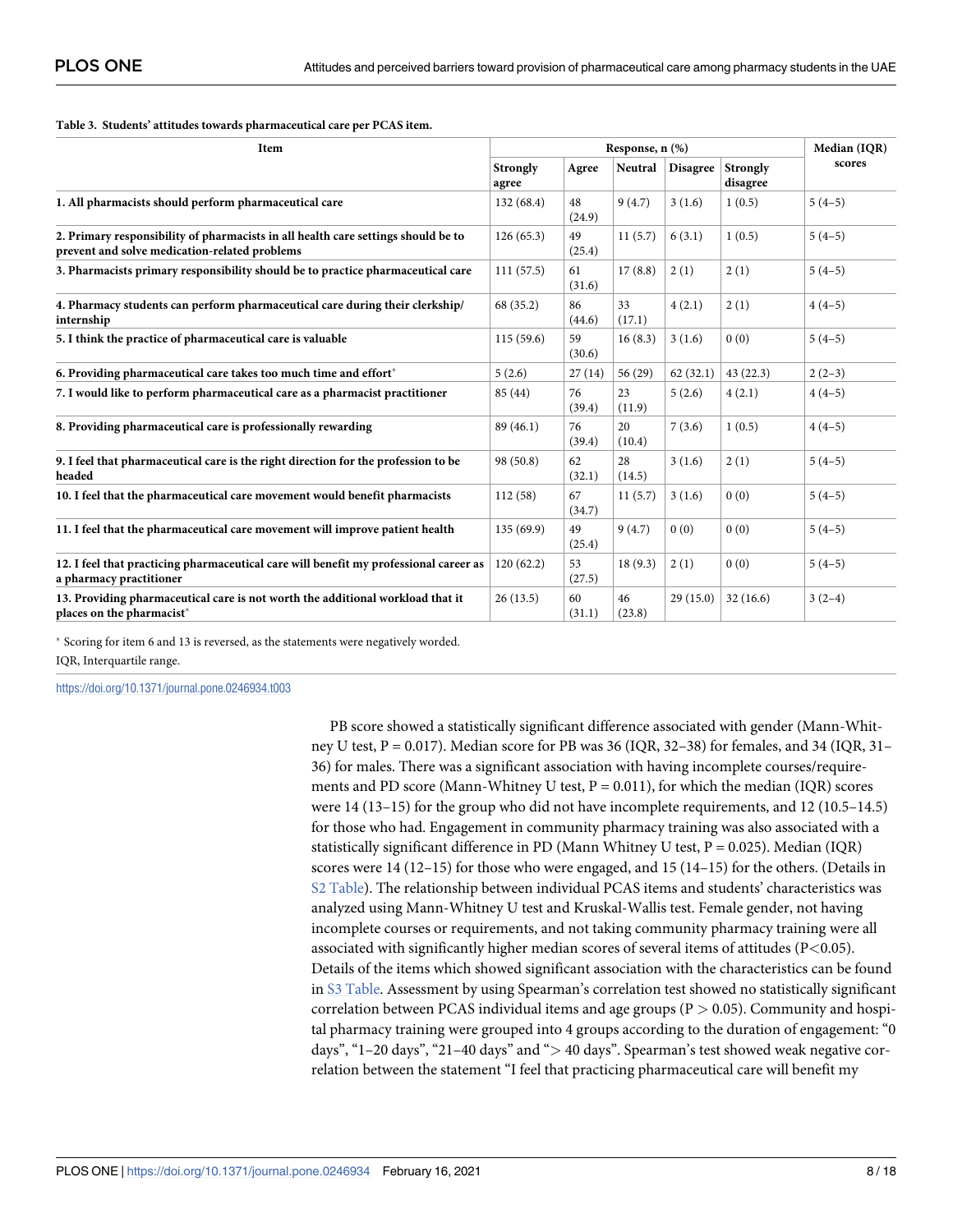**Table 3. Students' attitudes towards pharmaceutical care per PCAS item.**

| Item | Response, n (%) | | | | | Median (IQR) scores |
|---|---|---|---|---|---|---|
| | Strongly agree | Agree | Neutral | Disagree | Strongly disagree | |
| **1. All pharmacists should perform pharmaceutical care** | 132 (68.4) | 48 (24.9) | 9 (4.7) | 3 (1.6) | 1 (0.5) | 5 (4–5) |
| **2. Primary responsibility of pharmacists in all health care settings should be to prevent and solve medication-related problems** | 126 (65.3) | 49 (25.4) | 11 (5.7) | 6 (3.1) | 1 (0.5) | 5 (4–5) |
| **3. Pharmacists primary responsibility should be to practice pharmaceutical care** | 111 (57.5) | 61 (31.6) | 17 (8.8) | 2 (1) | 2 (1) | 5 (4–5) |
| **4. Pharmacy students can perform pharmaceutical care during their clerkship/ internship** | 68 (35.2) | 86 (44.6) | 33 (17.1) | 4 (2.1) | 2 (1) | 4 (4–5) |
| **5. I think the practice of pharmaceutical care is valuable** | 115 (59.6) | 59 (30.6) | 16 (8.3) | 3 (1.6) | 0 (0) | 5 (4–5) |
| **6. Providing pharmaceutical care takes too much time and effort*** | 5 (2.6) | 27 (14) | 56 (29) | 62 (32.1) | 43 (22.3) | 2 (2–3) |
| **7. I would like to perform pharmaceutical care as a pharmacist practitioner** | 85 (44) | 76 (39.4) | 23 (11.9) | 5 (2.6) | 4 (2.1) | 4 (4–5) |
| **8. Providing pharmaceutical care is professionally rewarding** | 89 (46.1) | 76 (39.4) | 20 (10.4) | 7 (3.6) | 1 (0.5) | 4 (4–5) |
| **9. I feel that pharmaceutical care is the right direction for the profession to be headed** | 98 (50.8) | 62 (32.1) | 28 (14.5) | 3 (1.6) | 2 (1) | 5 (4–5) |
| **10. I feel that the pharmaceutical care movement would benefit pharmacists** | 112 (58) | 67 (34.7) | 11 (5.7) | 3 (1.6) | 0 (0) | 5 (4–5) |
| **11. I feel that the pharmaceutical care movement will improve patient health** | 135 (69.9) | 49 (25.4) | 9 (4.7) | 0 (0) | 0 (0) | 5 (4–5) |
| **12. I feel that practicing pharmaceutical care will benefit my professional career as a pharmacy practitioner** | 120 (62.2) | 53 (27.5) | 18 (9.3) | 2 (1) | 0 (0) | 5 (4–5) |
| **13. Providing pharmaceutical care is not worth the additional workload that it places on the pharmacist*** | 26 (13.5) | 60 (31.1) | 46 (23.8) | 29 (15.0) | 32 (16.6) | 3 (2–4) |

* Scoring for item 6 and 13 is reversed, as the statements were negatively worded.

IQR, Interquartile range.

https://doi.org/10.1371/journal.pone.0246934.t003

PB score showed a statistically significant difference associated with gender (Mann-Whitney U test, $P = 0.017$). Median score for PB was 36 (IQR, 32–38) for females, and 34 (IQR, 31–36) for males. There was a significant association with having incomplete courses/requirements and PD score (Mann-Whitney U test, $P = 0.011$), for which the median (IQR) scores were 14 (13–15) for the group who did not have incomplete requirements, and 12 (10.5–14.5) for those who had. Engagement in community pharmacy training was also associated with a statistically significant difference in PD (Mann Whitney U test, $P = 0.025$). Median (IQR) scores were 14 (12–15) for those who were engaged, and 15 (14–15) for the others. (Details in S2 Table). The relationship between individual PCAS items and students' characteristics was analyzed using Mann-Whitney U test and Kruskal-Wallis test. Female gender, not having incomplete courses or requirements, and not taking community pharmacy training were all associated with significantly higher median scores of several items of attitudes ($P<0.05$). Details of the items which showed significant association with the characteristics can be found in S3 Table. Assessment by using Spearman's correlation test showed no statistically significant correlation between PCAS individual items and age groups ($P > 0.05$). Community and hospital pharmacy training were grouped into 4 groups according to the duration of engagement: "0 days", "1–20 days", "21–40 days" and "> 40 days". Spearman's test showed weak negative correlation between the statement "I feel that practicing pharmaceutical care will benefit my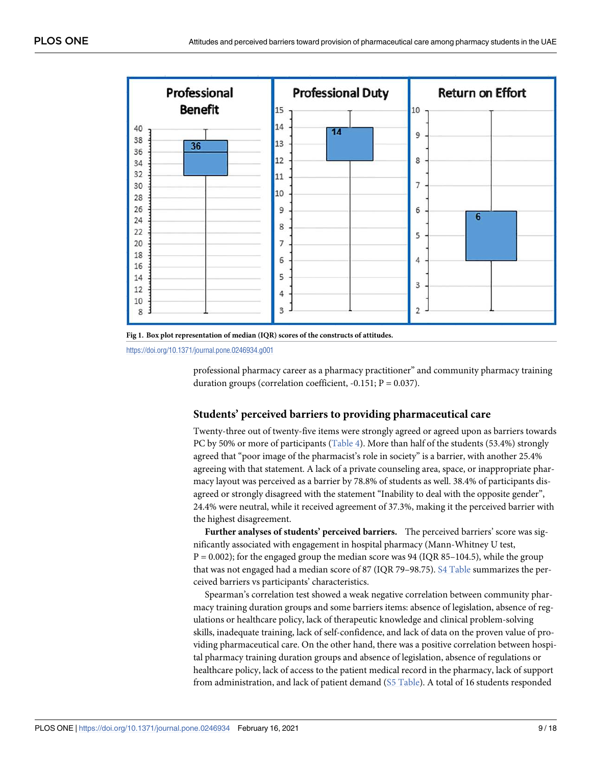**Fig 1. Box plot representation of median (IQR) scores of the constructs of attitudes.**

https://doi.org/10.1371/journal.pone.0246934.g001

professional pharmacy career as a pharmacy practitioner" and community pharmacy training duration groups (correlation coefficient, -0.151; P = 0.037).

### Students' perceived barriers to providing pharmaceutical care

Twenty-three out of twenty-five items were strongly agreed or agreed upon as barriers towards PC by 50% or more of participants (Table 4). More than half of the students (53.4%) strongly agreed that "poor image of the pharmacist's role in society" is a barrier, with another 25.4% agreeing with that statement. A lack of a private counseling area, space, or inappropriate pharmacy layout was perceived as a barrier by 78.8% of students as well. 38.4% of participants disagreed or strongly disagreed with the statement "Inability to deal with the opposite gender", 24.4% were neutral, while it received agreement of 37.3%, making it the perceived barrier with the highest disagreement.

**Further analyses of students' perceived barriers.** The perceived barriers' score was significantly associated with engagement in hospital pharmacy (Mann-Whitney U test, P = 0.002); for the engaged group the median score was 94 (IQR 85–104.5), while the group that was not engaged had a median score of 87 (IQR 79–98.75). S4 Table summarizes the perceived barriers vs participants' characteristics.

Spearman's correlation test showed a weak negative correlation between community pharmacy training duration groups and some barriers items: absence of legislation, absence of regulations or healthcare policy, lack of therapeutic knowledge and clinical problem-solving skills, inadequate training, lack of self-confidence, and lack of data on the proven value of providing pharmaceutical care. On the other hand, there was a positive correlation between hospital pharmacy training duration groups and absence of legislation, absence of regulations or healthcare policy, lack of access to the patient medical record in the pharmacy, lack of support from administration, and lack of patient demand (S5 Table). A total of 16 students responded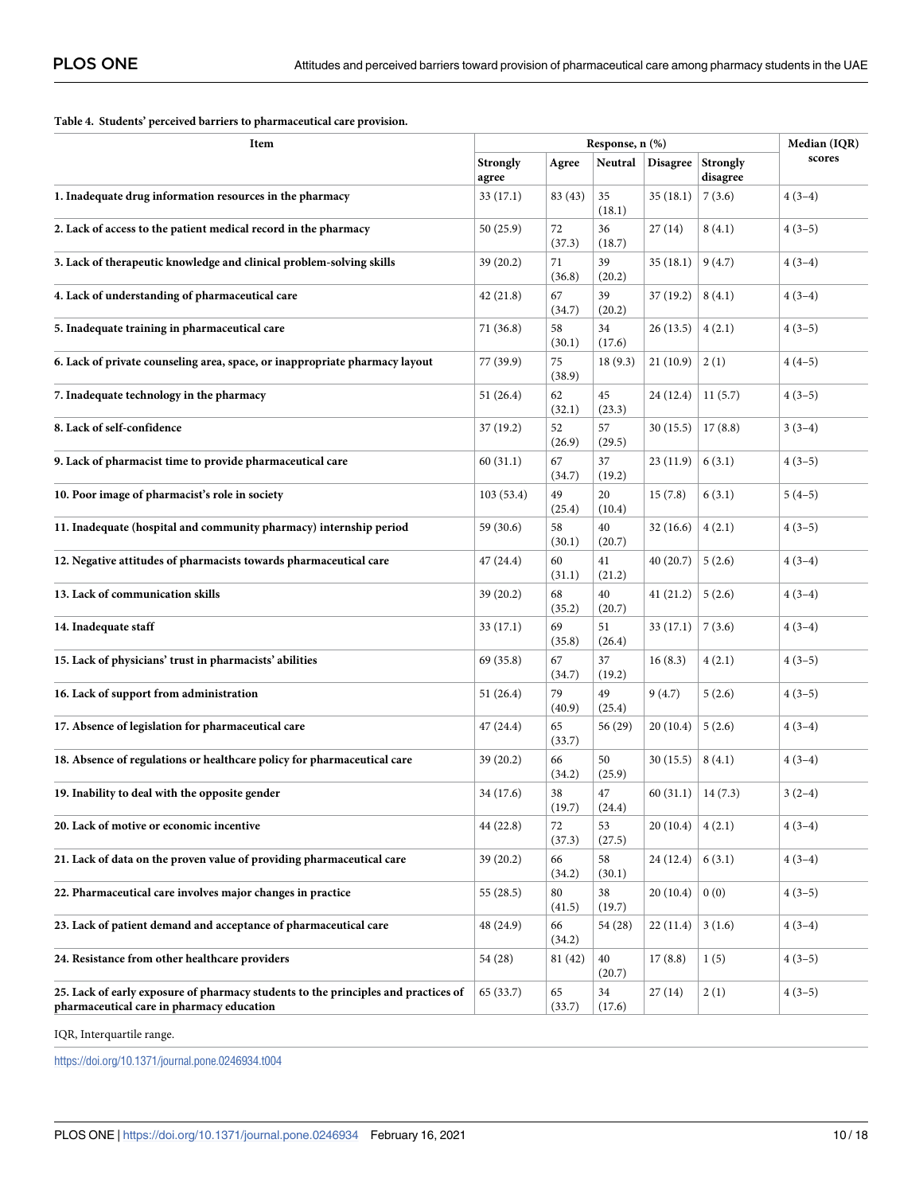**Table 4. Students' perceived barriers to pharmaceutical care provision.**

| Item | Response, n (%) | | | | | Median (IQR) scores |
|---|---|---|---|---|---|---|
| | Strongly agree | Agree | Neutral | Disagree | Strongly disagree | |
| 1. Inadequate drug information resources in the pharmacy | 33 (17.1) | 83 (43) | 35 (18.1) | 35 (18.1) | 7 (3.6) | 4 (3–4) |
| 2. Lack of access to the patient medical record in the pharmacy | 50 (25.9) | 72 (37.3) | 36 (18.7) | 27 (14) | 8 (4.1) | 4 (3–5) |
| 3. Lack of therapeutic knowledge and clinical problem-solving skills | 39 (20.2) | 71 (36.8) | 39 (20.2) | 35 (18.1) | 9 (4.7) | 4 (3–4) |
| 4. Lack of understanding of pharmaceutical care | 42 (21.8) | 67 (34.7) | 39 (20.2) | 37 (19.2) | 8 (4.1) | 4 (3–4) |
| 5. Inadequate training in pharmaceutical care | 71 (36.8) | 58 (30.1) | 34 (17.6) | 26 (13.5) | 4 (2.1) | 4 (3–5) |
| 6. Lack of private counseling area, space, or inappropriate pharmacy layout | 77 (39.9) | 75 (38.9) | 18 (9.3) | 21 (10.9) | 2 (1) | 4 (4–5) |
| 7. Inadequate technology in the pharmacy | 51 (26.4) | 62 (32.1) | 45 (23.3) | 24 (12.4) | 11 (5.7) | 4 (3–5) |
| 8. Lack of self-confidence | 37 (19.2) | 52 (26.9) | 57 (29.5) | 30 (15.5) | 17 (8.8) | 3 (3–4) |
| 9. Lack of pharmacist time to provide pharmaceutical care | 60 (31.1) | 67 (34.7) | 37 (19.2) | 23 (11.9) | 6 (3.1) | 4 (3–5) |
| 10. Poor image of pharmacist's role in society | 103 (53.4) | 49 (25.4) | 20 (10.4) | 15 (7.8) | 6 (3.1) | 5 (4–5) |
| 11. Inadequate (hospital and community pharmacy) internship period | 59 (30.6) | 58 (30.1) | 40 (20.7) | 32 (16.6) | 4 (2.1) | 4 (3–5) |
| 12. Negative attitudes of pharmacists towards pharmaceutical care | 47 (24.4) | 60 (31.1) | 41 (21.2) | 40 (20.7) | 5 (2.6) | 4 (3–4) |
| 13. Lack of communication skills | 39 (20.2) | 68 (35.2) | 40 (20.7) | 41 (21.2) | 5 (2.6) | 4 (3–4) |
| 14. Inadequate staff | 33 (17.1) | 69 (35.8) | 51 (26.4) | 33 (17.1) | 7 (3.6) | 4 (3–4) |
| 15. Lack of physicians' trust in pharmacists' abilities | 69 (35.8) | 67 (34.7) | 37 (19.2) | 16 (8.3) | 4 (2.1) | 4 (3–5) |
| 16. Lack of support from administration | 51 (26.4) | 79 (40.9) | 49 (25.4) | 9 (4.7) | 5 (2.6) | 4 (3–5) |
| 17. Absence of legislation for pharmaceutical care | 47 (24.4) | 65 (33.7) | 56 (29) | 20 (10.4) | 5 (2.6) | 4 (3–4) |
| 18. Absence of regulations or healthcare policy for pharmaceutical care | 39 (20.2) | 66 (34.2) | 50 (25.9) | 30 (15.5) | 8 (4.1) | 4 (3–4) |
| 19. Inability to deal with the opposite gender | 34 (17.6) | 38 (19.7) | 47 (24.4) | 60 (31.1) | 14 (7.3) | 3 (2–4) |
| 20. Lack of motive or economic incentive | 44 (22.8) | 72 (37.3) | 53 (27.5) | 20 (10.4) | 4 (2.1) | 4 (3–4) |
| 21. Lack of data on the proven value of providing pharmaceutical care | 39 (20.2) | 66 (34.2) | 58 (30.1) | 24 (12.4) | 6 (3.1) | 4 (3–4) |
| 22. Pharmaceutical care involves major changes in practice | 55 (28.5) | 80 (41.5) | 38 (19.7) | 20 (10.4) | 0 (0) | 4 (3–5) |
| 23. Lack of patient demand and acceptance of pharmaceutical care | 48 (24.9) | 66 (34.2) | 54 (28) | 22 (11.4) | 3 (1.6) | 4 (3–4) |
| 24. Resistance from other healthcare providers | 54 (28) | 81 (42) | 40 (20.7) | 17 (8.8) | 1 (5) | 4 (3–5) |
| 25. Lack of early exposure of pharmacy students to the principles and practices of pharmaceutical care in pharmacy education | 65 (33.7) | 65 (33.7) | 34 (17.6) | 27 (14) | 2 (1) | 4 (3–5) |

IQR, Interquartile range.

https://doi.org/10.1371/journal.pone.0246934.t004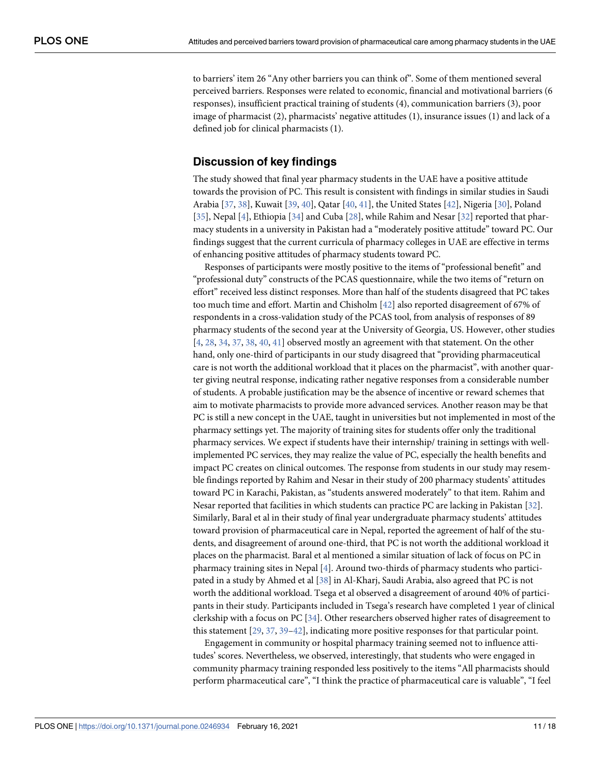to barriers' item 26 "Any other barriers you can think of". Some of them mentioned several perceived barriers. Responses were related to economic, financial and motivational barriers (6 responses), insufficient practical training of students (4), communication barriers (3), poor image of pharmacist (2), pharmacists' negative attitudes (1), insurance issues (1) and lack of a defined job for clinical pharmacists (1).

## Discussion of key findings

The study showed that final year pharmacy students in the UAE have a positive attitude towards the provision of PC. This result is consistent with findings in similar studies in Saudi Arabia [37, 38], Kuwait [39, 40], Qatar [40, 41], the United States [42], Nigeria [30], Poland [35], Nepal [4], Ethiopia [34] and Cuba [28], while Rahim and Nesar [32] reported that pharmacy students in a university in Pakistan had a "moderately positive attitude" toward PC. Our findings suggest that the current curricula of pharmacy colleges in UAE are effective in terms of enhancing positive attitudes of pharmacy students toward PC.

Responses of participants were mostly positive to the items of "professional benefit" and "professional duty" constructs of the PCAS questionnaire, while the two items of "return on effort" received less distinct responses. More than half of the students disagreed that PC takes too much time and effort. Martin and Chisholm [42] also reported disagreement of 67% of respondents in a cross-validation study of the PCAS tool, from analysis of responses of 89 pharmacy students of the second year at the University of Georgia, US. However, other studies [4, 28, 34, 37, 38, 40, 41] observed mostly an agreement with that statement. On the other hand, only one-third of participants in our study disagreed that "providing pharmaceutical care is not worth the additional workload that it places on the pharmacist", with another quarter giving neutral response, indicating rather negative responses from a considerable number of students. A probable justification may be the absence of incentive or reward schemes that aim to motivate pharmacists to provide more advanced services. Another reason may be that PC is still a new concept in the UAE, taught in universities but not implemented in most of the pharmacy settings yet. The majority of training sites for students offer only the traditional pharmacy services. We expect if students have their internship/ training in settings with well-implemented PC services, they may realize the value of PC, especially the health benefits and impact PC creates on clinical outcomes. The response from students in our study may resemble findings reported by Rahim and Nesar in their study of 200 pharmacy students' attitudes toward PC in Karachi, Pakistan, as "students answered moderately" to that item. Rahim and Nesar reported that facilities in which students can practice PC are lacking in Pakistan [32]. Similarly, Baral et al in their study of final year undergraduate pharmacy students' attitudes toward provision of pharmaceutical care in Nepal, reported the agreement of half of the students, and disagreement of around one-third, that PC is not worth the additional workload it places on the pharmacist. Baral et al mentioned a similar situation of lack of focus on PC in pharmacy training sites in Nepal [4]. Around two-thirds of pharmacy students who participated in a study by Ahmed et al [38] in Al-Kharj, Saudi Arabia, also agreed that PC is not worth the additional workload. Tsega et al observed a disagreement of around 40% of participants in their study. Participants included in Tsega's research have completed 1 year of clinical clerkship with a focus on PC [34]. Other researchers observed higher rates of disagreement to this statement [29, 37, 39–42], indicating more positive responses for that particular point.

Engagement in community or hospital pharmacy training seemed not to influence attitudes' scores. Nevertheless, we observed, interestingly, that students who were engaged in community pharmacy training responded less positively to the items "All pharmacists should perform pharmaceutical care", "I think the practice of pharmaceutical care is valuable", "I feel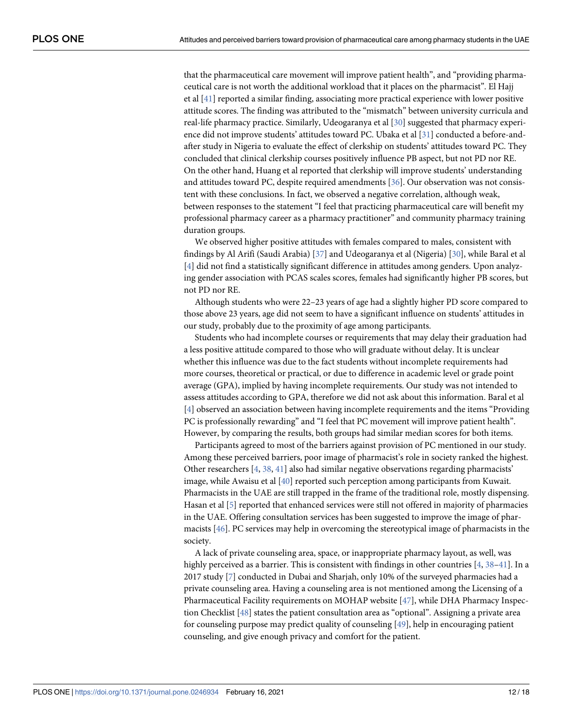that the pharmaceutical care movement will improve patient health", and "providing pharmaceutical care is not worth the additional workload that it places on the pharmacist". El Hajj et al [41] reported a similar finding, associating more practical experience with lower positive attitude scores. The finding was attributed to the "mismatch" between university curricula and real-life pharmacy practice. Similarly, Udeogaranya et al [30] suggested that pharmacy experience did not improve students' attitudes toward PC. Ubaka et al [31] conducted a before-and-after study in Nigeria to evaluate the effect of clerkship on students' attitudes toward PC. They concluded that clinical clerkship courses positively influence PB aspect, but not PD nor RE. On the other hand, Huang et al reported that clerkship will improve students' understanding and attitudes toward PC, despite required amendments [36]. Our observation was not consistent with these conclusions. In fact, we observed a negative correlation, although weak, between responses to the statement "I feel that practicing pharmaceutical care will benefit my professional pharmacy career as a pharmacy practitioner" and community pharmacy training duration groups.

We observed higher positive attitudes with females compared to males, consistent with findings by Al Arifi (Saudi Arabia) [37] and Udeogaranya et al (Nigeria) [30], while Baral et al [4] did not find a statistically significant difference in attitudes among genders. Upon analyzing gender association with PCAS scales scores, females had significantly higher PB scores, but not PD nor RE.

Although students who were 22–23 years of age had a slightly higher PD score compared to those above 23 years, age did not seem to have a significant influence on students' attitudes in our study, probably due to the proximity of age among participants.

Students who had incomplete courses or requirements that may delay their graduation had a less positive attitude compared to those who will graduate without delay. It is unclear whether this influence was due to the fact students without incomplete requirements had more courses, theoretical or practical, or due to difference in academic level or grade point average (GPA), implied by having incomplete requirements. Our study was not intended to assess attitudes according to GPA, therefore we did not ask about this information. Baral et al [4] observed an association between having incomplete requirements and the items "Providing PC is professionally rewarding" and "I feel that PC movement will improve patient health". However, by comparing the results, both groups had similar median scores for both items.

Participants agreed to most of the barriers against provision of PC mentioned in our study. Among these perceived barriers, poor image of pharmacist's role in society ranked the highest. Other researchers [4, 38, 41] also had similar negative observations regarding pharmacists' image, while Awaisu et al [40] reported such perception among participants from Kuwait. Pharmacists in the UAE are still trapped in the frame of the traditional role, mostly dispensing. Hasan et al [5] reported that enhanced services were still not offered in majority of pharmacies in the UAE. Offering consultation services has been suggested to improve the image of pharmacists [46]. PC services may help in overcoming the stereotypical image of pharmacists in the society.

A lack of private counseling area, space, or inappropriate pharmacy layout, as well, was highly perceived as a barrier. This is consistent with findings in other countries [4, 38–41]. In a 2017 study [7] conducted in Dubai and Sharjah, only 10% of the surveyed pharmacies had a private counseling area. Having a counseling area is not mentioned among the Licensing of a Pharmaceutical Facility requirements on MOHAP website [47], while DHA Pharmacy Inspection Checklist [48] states the patient consultation area as "optional". Assigning a private area for counseling purpose may predict quality of counseling [49], help in encouraging patient counseling, and give enough privacy and comfort for the patient.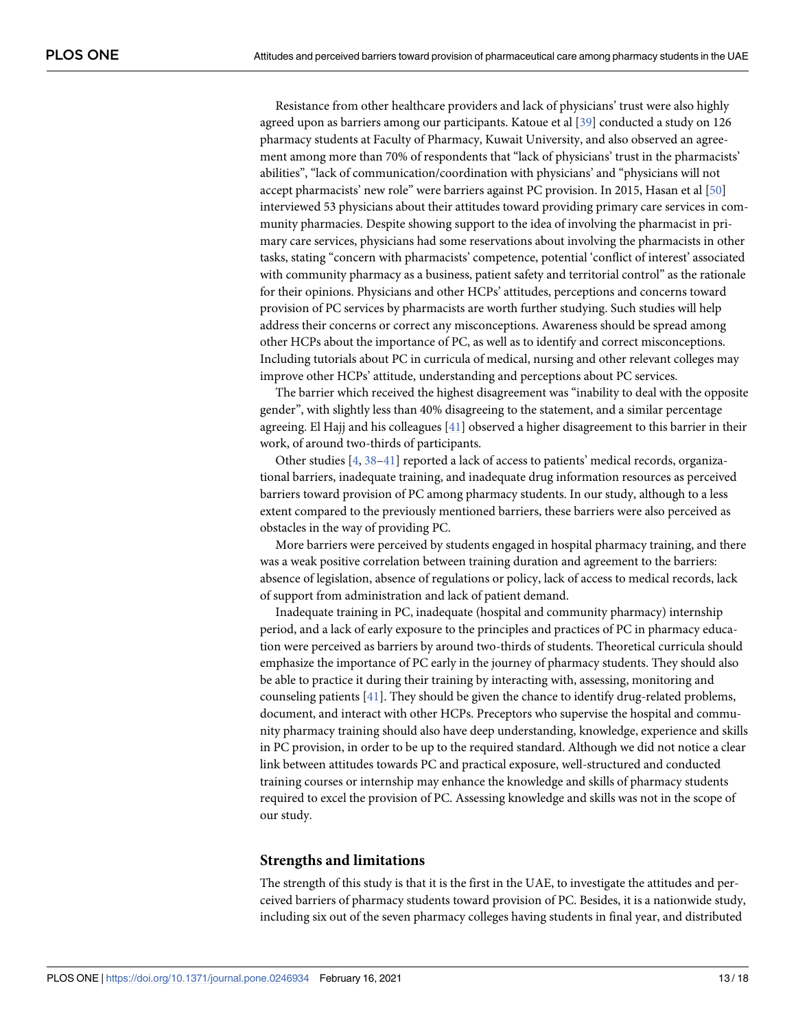Resistance from other healthcare providers and lack of physicians' trust were also highly agreed upon as barriers among our participants. Katoue et al [39] conducted a study on 126 pharmacy students at Faculty of Pharmacy, Kuwait University, and also observed an agreement among more than 70% of respondents that "lack of physicians' trust in the pharmacists' abilities", "lack of communication/coordination with physicians' and "physicians will not accept pharmacists' new role" were barriers against PC provision. In 2015, Hasan et al [50] interviewed 53 physicians about their attitudes toward providing primary care services in community pharmacies. Despite showing support to the idea of involving the pharmacist in primary care services, physicians had some reservations about involving the pharmacists in other tasks, stating "concern with pharmacists' competence, potential 'conflict of interest' associated with community pharmacy as a business, patient safety and territorial control" as the rationale for their opinions. Physicians and other HCPs' attitudes, perceptions and concerns toward provision of PC services by pharmacists are worth further studying. Such studies will help address their concerns or correct any misconceptions. Awareness should be spread among other HCPs about the importance of PC, as well as to identify and correct misconceptions. Including tutorials about PC in curricula of medical, nursing and other relevant colleges may improve other HCPs' attitude, understanding and perceptions about PC services.

The barrier which received the highest disagreement was "inability to deal with the opposite gender", with slightly less than 40% disagreeing to the statement, and a similar percentage agreeing. El Hajj and his colleagues [41] observed a higher disagreement to this barrier in their work, of around two-thirds of participants.

Other studies [4, 38–41] reported a lack of access to patients' medical records, organizational barriers, inadequate training, and inadequate drug information resources as perceived barriers toward provision of PC among pharmacy students. In our study, although to a less extent compared to the previously mentioned barriers, these barriers were also perceived as obstacles in the way of providing PC.

More barriers were perceived by students engaged in hospital pharmacy training, and there was a weak positive correlation between training duration and agreement to the barriers: absence of legislation, absence of regulations or policy, lack of access to medical records, lack of support from administration and lack of patient demand.

Inadequate training in PC, inadequate (hospital and community pharmacy) internship period, and a lack of early exposure to the principles and practices of PC in pharmacy education were perceived as barriers by around two-thirds of students. Theoretical curricula should emphasize the importance of PC early in the journey of pharmacy students. They should also be able to practice it during their training by interacting with, assessing, monitoring and counseling patients [41]. They should be given the chance to identify drug-related problems, document, and interact with other HCPs. Preceptors who supervise the hospital and community pharmacy training should also have deep understanding, knowledge, experience and skills in PC provision, in order to be up to the required standard. Although we did not notice a clear link between attitudes towards PC and practical exposure, well-structured and conducted training courses or internship may enhance the knowledge and skills of pharmacy students required to excel the provision of PC. Assessing knowledge and skills was not in the scope of our study.

## Strengths and limitations

The strength of this study is that it is the first in the UAE, to investigate the attitudes and perceived barriers of pharmacy students toward provision of PC. Besides, it is a nationwide study, including six out of the seven pharmacy colleges having students in final year, and distributed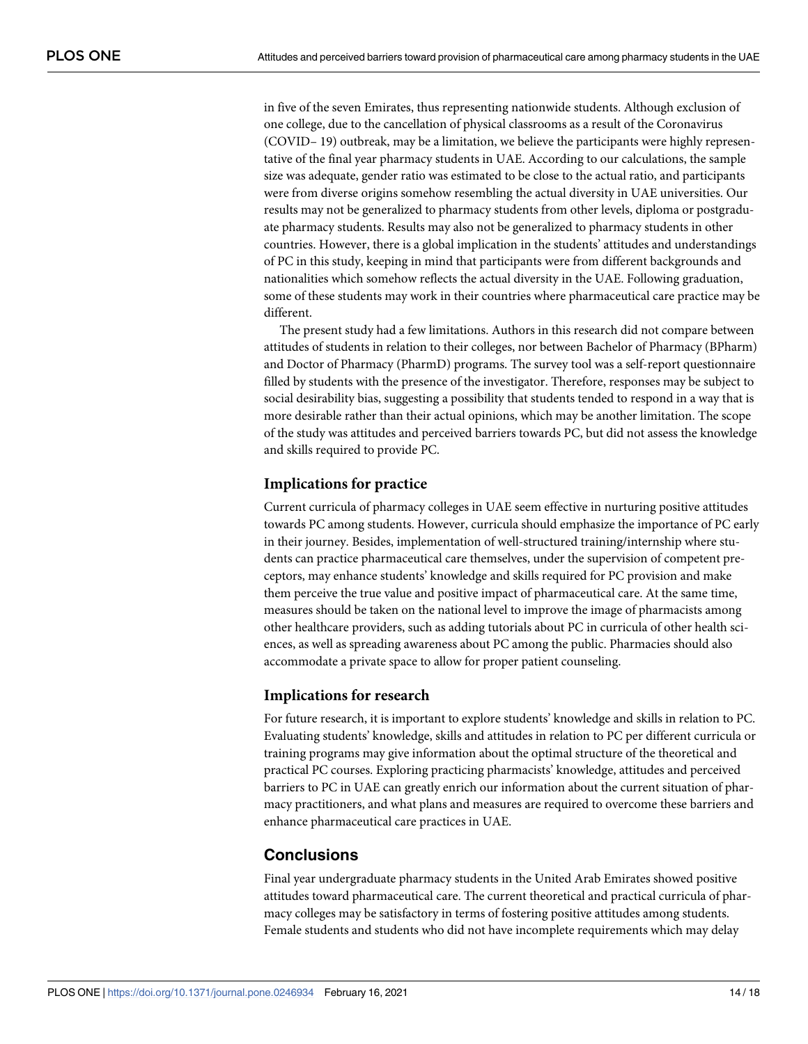in five of the seven Emirates, thus representing nationwide students. Although exclusion of one college, due to the cancellation of physical classrooms as a result of the Coronavirus (COVID– 19) outbreak, may be a limitation, we believe the participants were highly representative of the final year pharmacy students in UAE. According to our calculations, the sample size was adequate, gender ratio was estimated to be close to the actual ratio, and participants were from diverse origins somehow resembling the actual diversity in UAE universities. Our results may not be generalized to pharmacy students from other levels, diploma or postgraduate pharmacy students. Results may also not be generalized to pharmacy students in other countries. However, there is a global implication in the students' attitudes and understandings of PC in this study, keeping in mind that participants were from different backgrounds and nationalities which somehow reflects the actual diversity in the UAE. Following graduation, some of these students may work in their countries where pharmaceutical care practice may be different.

The present study had a few limitations. Authors in this research did not compare between attitudes of students in relation to their colleges, nor between Bachelor of Pharmacy (BPharm) and Doctor of Pharmacy (PharmD) programs. The survey tool was a self-report questionnaire filled by students with the presence of the investigator. Therefore, responses may be subject to social desirability bias, suggesting a possibility that students tended to respond in a way that is more desirable rather than their actual opinions, which may be another limitation. The scope of the study was attitudes and perceived barriers towards PC, but did not assess the knowledge and skills required to provide PC.

### Implications for practice

Current curricula of pharmacy colleges in UAE seem effective in nurturing positive attitudes towards PC among students. However, curricula should emphasize the importance of PC early in their journey. Besides, implementation of well-structured training/internship where students can practice pharmaceutical care themselves, under the supervision of competent preceptors, may enhance students' knowledge and skills required for PC provision and make them perceive the true value and positive impact of pharmaceutical care. At the same time, measures should be taken on the national level to improve the image of pharmacists among other healthcare providers, such as adding tutorials about PC in curricula of other health sciences, as well as spreading awareness about PC among the public. Pharmacies should also accommodate a private space to allow for proper patient counseling.

### Implications for research

For future research, it is important to explore students' knowledge and skills in relation to PC. Evaluating students' knowledge, skills and attitudes in relation to PC per different curricula or training programs may give information about the optimal structure of the theoretical and practical PC courses. Exploring practicing pharmacists' knowledge, attitudes and perceived barriers to PC in UAE can greatly enrich our information about the current situation of pharmacy practitioners, and what plans and measures are required to overcome these barriers and enhance pharmaceutical care practices in UAE.

## Conclusions

Final year undergraduate pharmacy students in the United Arab Emirates showed positive attitudes toward pharmaceutical care. The current theoretical and practical curricula of pharmacy colleges may be satisfactory in terms of fostering positive attitudes among students. Female students and students who did not have incomplete requirements which may delay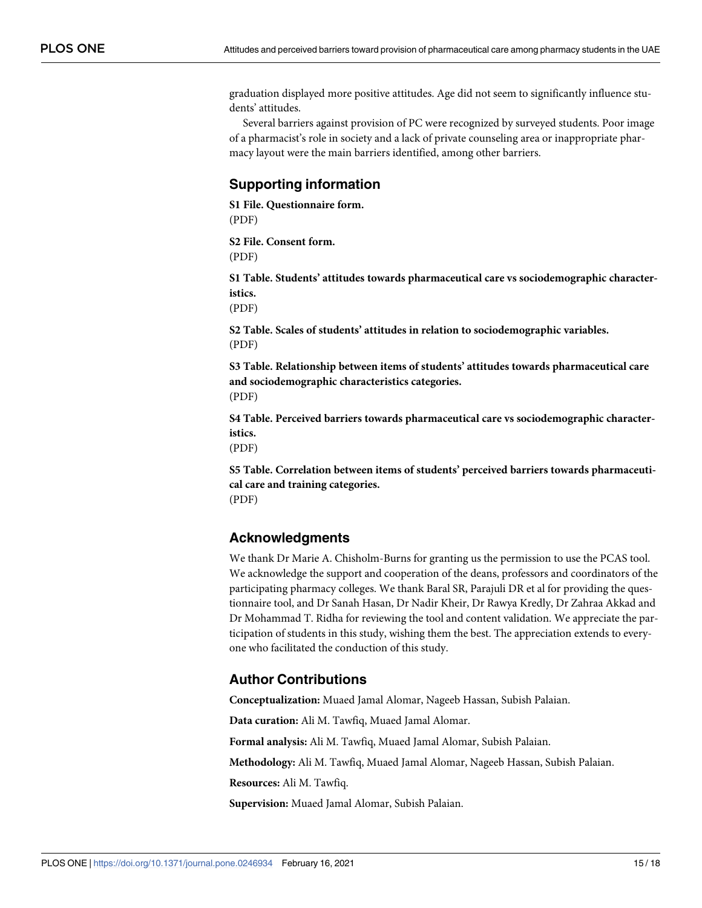graduation displayed more positive attitudes. Age did not seem to significantly influence students' attitudes.

Several barriers against provision of PC were recognized by surveyed students. Poor image of a pharmacist's role in society and a lack of private counseling area or inappropriate pharmacy layout were the main barriers identified, among other barriers.

## Supporting information

**S1 File. Questionnaire form.**
(PDF)

**S2 File. Consent form.**
(PDF)

**S1 Table. Students' attitudes towards pharmaceutical care vs sociodemographic characteristics.**
(PDF)

**S2 Table. Scales of students' attitudes in relation to sociodemographic variables.**
(PDF)

**S3 Table. Relationship between items of students' attitudes towards pharmaceutical care and sociodemographic characteristics categories.**
(PDF)

**S4 Table. Perceived barriers towards pharmaceutical care vs sociodemographic characteristics.**
(PDF)

**S5 Table. Correlation between items of students' perceived barriers towards pharmaceutical care and training categories.**
(PDF)

## Acknowledgments

We thank Dr Marie A. Chisholm-Burns for granting us the permission to use the PCAS tool. We acknowledge the support and cooperation of the deans, professors and coordinators of the participating pharmacy colleges. We thank Baral SR, Parajuli DR et al for providing the questionnaire tool, and Dr Sanah Hasan, Dr Nadir Kheir, Dr Rawya Kredly, Dr Zahraa Akkad and Dr Mohammad T. Ridha for reviewing the tool and content validation. We appreciate the participation of students in this study, wishing them the best. The appreciation extends to everyone who facilitated the conduction of this study.

## Author Contributions

**Conceptualization:** Muaed Jamal Alomar, Nageeb Hassan, Subish Palaian.

**Data curation:** Ali M. Tawfiq, Muaed Jamal Alomar.

**Formal analysis:** Ali M. Tawfiq, Muaed Jamal Alomar, Subish Palaian.

**Methodology:** Ali M. Tawfiq, Muaed Jamal Alomar, Nageeb Hassan, Subish Palaian.

**Resources:** Ali M. Tawfiq.

**Supervision:** Muaed Jamal Alomar, Subish Palaian.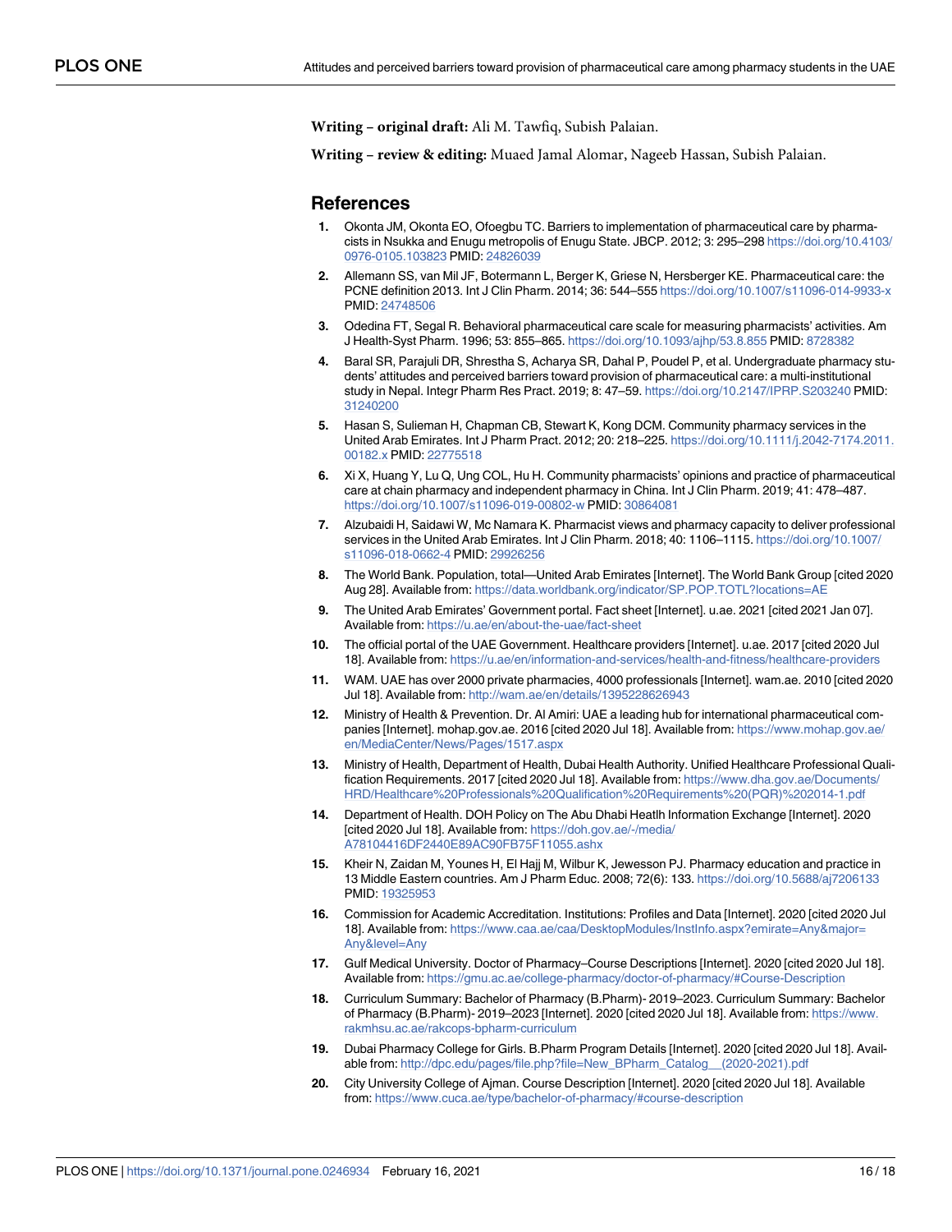**Writing – original draft:** Ali M. Tawfiq, Subish Palaian.

**Writing – review & editing:** Muaed Jamal Alomar, Nageeb Hassan, Subish Palaian.

## References

1. Okonta JM, Okonta EO, Ofoegbu TC. Barriers to implementation of pharmaceutical care by pharmacists in Nsukka and Enugu metropolis of Enugu State. JBCP. 2012; 3: 295–298 https://doi.org/10.4103/0976-0105.103823 PMID: 24826039
2. Allemann SS, van Mil JF, Botermann L, Berger K, Griese N, Hersberger KE. Pharmaceutical care: the PCNE definition 2013. Int J Clin Pharm. 2014; 36: 544–555 https://doi.org/10.1007/s11096-014-9933-x PMID: 24748506
3. Odedina FT, Segal R. Behavioral pharmaceutical care scale for measuring pharmacists' activities. Am J Health-Syst Pharm. 1996; 53: 855–865. https://doi.org/10.1093/ajhp/53.8.855 PMID: 8728382
4. Baral SR, Parajuli DR, Shrestha S, Acharya SR, Dahal P, Poudel P, et al. Undergraduate pharmacy students' attitudes and perceived barriers toward provision of pharmaceutical care: a multi-institutional study in Nepal. Integr Pharm Res Pract. 2019; 8: 47–59. https://doi.org/10.2147/IPRP.S203240 PMID: 31240200
5. Hasan S, Sulieman H, Chapman CB, Stewart K, Kong DCM. Community pharmacy services in the United Arab Emirates. Int J Pharm Pract. 2012; 20: 218–225. https://doi.org/10.1111/j.2042-7174.2011.00182.x PMID: 22775518
6. Xi X, Huang Y, Lu Q, Ung COL, Hu H. Community pharmacists' opinions and practice of pharmaceutical care at chain pharmacy and independent pharmacy in China. Int J Clin Pharm. 2019; 41: 478–487. https://doi.org/10.1007/s11096-019-00802-w PMID: 30864081
7. Alzubaidi H, Saidawi W, Mc Namara K. Pharmacist views and pharmacy capacity to deliver professional services in the United Arab Emirates. Int J Clin Pharm. 2018; 40: 1106–1115. https://doi.org/10.1007/s11096-018-0662-4 PMID: 29926256
8. The World Bank. Population, total—United Arab Emirates [Internet]. The World Bank Group [cited 2020 Aug 28]. Available from: https://data.worldbank.org/indicator/SP.POP.TOTL?locations=AE
9. The United Arab Emirates' Government portal. Fact sheet [Internet]. u.ae. 2021 [cited 2021 Jan 07]. Available from: https://u.ae/en/about-the-uae/fact-sheet
10. The official portal of the UAE Government. Healthcare providers [Internet]. u.ae. 2017 [cited 2020 Jul 18]. Available from: https://u.ae/en/information-and-services/health-and-fitness/healthcare-providers
11. WAM. UAE has over 2000 private pharmacies, 4000 professionals [Internet]. wam.ae. 2010 [cited 2020 Jul 18]. Available from: http://wam.ae/en/details/1395228626943
12. Ministry of Health & Prevention. Dr. Al Amiri: UAE a leading hub for international pharmaceutical companies [Internet]. mohap.gov.ae. 2016 [cited 2020 Jul 18]. Available from: https://www.mohap.gov.ae/en/MediaCenter/News/Pages/1517.aspx
13. Ministry of Health, Department of Health, Dubai Health Authority. Unified Healthcare Professional Qualification Requirements. 2017 [cited 2020 Jul 18]. Available from: https://www.dha.gov.ae/Documents/HRD/Healthcare%20Professionals%20Qualification%20Requirements%20(PQR)%202014-1.pdf
14. Department of Health. DOH Policy on The Abu Dhabi Heatlh Information Exchange [Internet]. 2020 [cited 2020 Jul 18]. Available from: https://doh.gov.ae/-/media/A78104416DF2440E89AC90FB75F11055.ashx
15. Kheir N, Zaidan M, Younes H, El Hajj M, Wilbur K, Jewesson PJ. Pharmacy education and practice in 13 Middle Eastern countries. Am J Pharm Educ. 2008; 72(6): 133. https://doi.org/10.5688/aj7206133 PMID: 19325953
16. Commission for Academic Accreditation. Institutions: Profiles and Data [Internet]. 2020 [cited 2020 Jul 18]. Available from: https://www.caa.ae/caa/DesktopModules/InstInfo.aspx?emirate=Any&major=Any&level=Any
17. Gulf Medical University. Doctor of Pharmacy–Course Descriptions [Internet]. 2020 [cited 2020 Jul 18]. Available from: https://gmu.ac.ae/college-pharmacy/doctor-of-pharmacy/#Course-Description
18. Curriculum Summary: Bachelor of Pharmacy (B.Pharm)- 2019–2023. Curriculum Summary: Bachelor of Pharmacy (B.Pharm)- 2019–2023 [Internet]. 2020 [cited 2020 Jul 18]. Available from: https://www.rakmhsu.ac.ae/rakcops-bpharm-curriculum
19. Dubai Pharmacy College for Girls. B.Pharm Program Details [Internet]. 2020 [cited 2020 Jul 18]. Available from: http://dpc.edu/pages/file.php?file=New_BPharm_Catalog__(2020-2021).pdf
20. City University College of Ajman. Course Description [Internet]. 2020 [cited 2020 Jul 18]. Available from: https://www.cuca.ae/type/bachelor-of-pharmacy/#course-description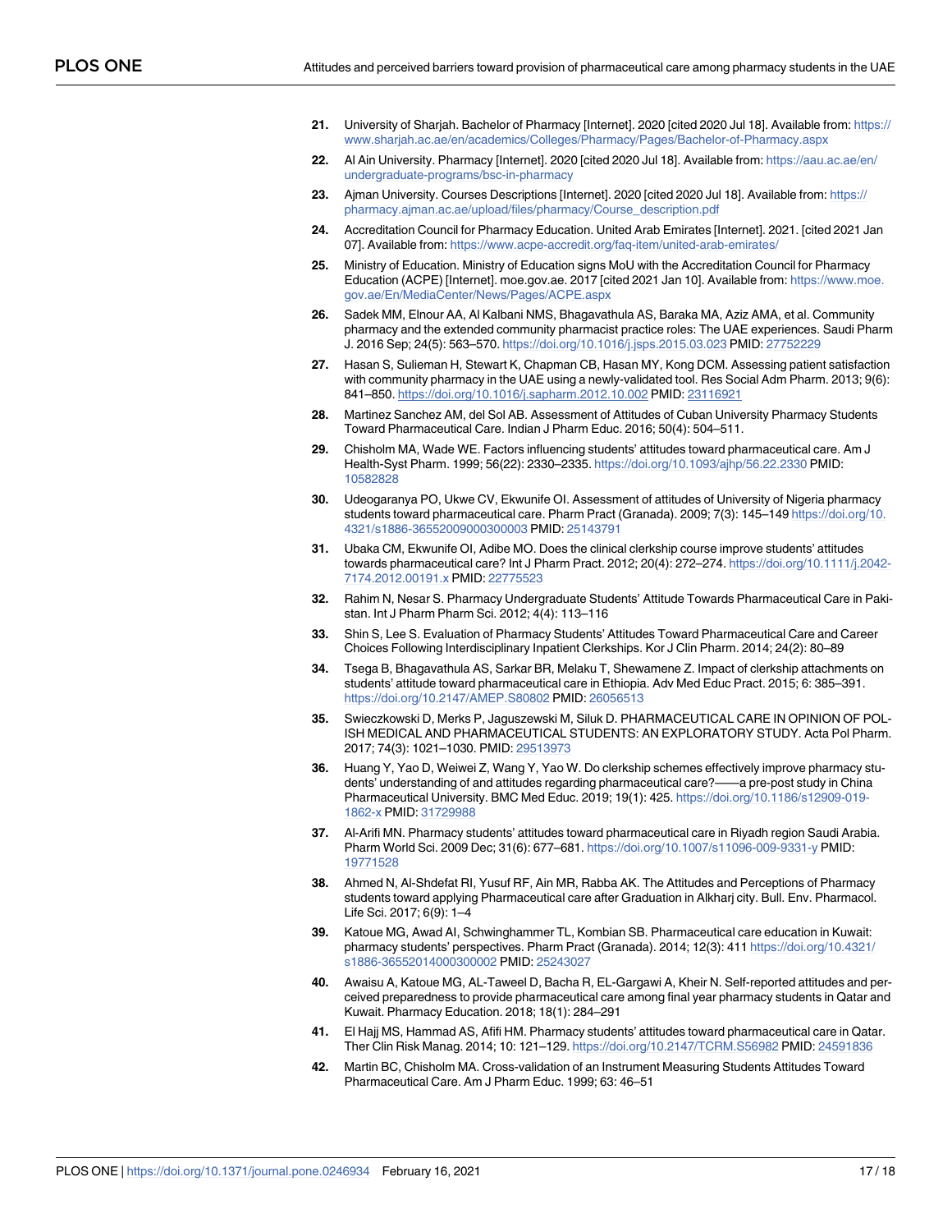21. University of Sharjah. Bachelor of Pharmacy [Internet]. 2020 [cited 2020 Jul 18]. Available from: https://www.sharjah.ac.ae/en/academics/Colleges/Pharmacy/Pages/Bachelor-of-Pharmacy.aspx
22. Al Ain University. Pharmacy [Internet]. 2020 [cited 2020 Jul 18]. Available from: https://aau.ac.ae/en/undergraduate-programs/bsc-in-pharmacy
23. Ajman University. Courses Descriptions [Internet]. 2020 [cited 2020 Jul 18]. Available from: https://pharmacy.ajman.ac.ae/upload/files/pharmacy/Course_description.pdf
24. Accreditation Council for Pharmacy Education. United Arab Emirates [Internet]. 2021. [cited 2021 Jan 07]. Available from: https://www.acpe-accredit.org/faq-item/united-arab-emirates/
25. Ministry of Education. Ministry of Education signs MoU with the Accreditation Council for Pharmacy Education (ACPE) [Internet]. moe.gov.ae. 2017 [cited 2021 Jan 10]. Available from: https://www.moe.gov.ae/En/MediaCenter/News/Pages/ACPE.aspx
26. Sadek MM, Elnour AA, Al Kalbani NMS, Bhagavathula AS, Baraka MA, Aziz AMA, et al. Community pharmacy and the extended community pharmacist practice roles: The UAE experiences. Saudi Pharm J. 2016 Sep; 24(5): 563–570. https://doi.org/10.1016/j.jsps.2015.03.023 PMID: 27752229
27. Hasan S, Sulieman H, Stewart K, Chapman CB, Hasan MY, Kong DCM. Assessing patient satisfaction with community pharmacy in the UAE using a newly-validated tool. Res Social Adm Pharm. 2013; 9(6): 841–850. https://doi.org/10.1016/j.sapharm.2012.10.002 PMID: 23116921
28. Martinez Sanchez AM, del Sol AB. Assessment of Attitudes of Cuban University Pharmacy Students Toward Pharmaceutical Care. Indian J Pharm Educ. 2016; 50(4): 504–511.
29. Chisholm MA, Wade WE. Factors influencing students' attitudes toward pharmaceutical care. Am J Health-Syst Pharm. 1999; 56(22): 2330–2335. https://doi.org/10.1093/ajhp/56.22.2330 PMID: 10582828
30. Udeogaranya PO, Ukwe CV, Ekwunife OI. Assessment of attitudes of University of Nigeria pharmacy students toward pharmaceutical care. Pharm Pract (Granada). 2009; 7(3): 145–149 https://doi.org/10.4321/s1886-36552009000300003 PMID: 25143791
31. Ubaka CM, Ekwunife OI, Adibe MO. Does the clinical clerkship course improve students' attitudes towards pharmaceutical care? Int J Pharm Pract. 2012; 20(4): 272–274. https://doi.org/10.1111/j.2042-7174.2012.00191.x PMID: 22775523
32. Rahim N, Nesar S. Pharmacy Undergraduate Students' Attitude Towards Pharmaceutical Care in Pakistan. Int J Pharm Pharm Sci. 2012; 4(4): 113–116
33. Shin S, Lee S. Evaluation of Pharmacy Students' Attitudes Toward Pharmaceutical Care and Career Choices Following Interdisciplinary Inpatient Clerkships. Kor J Clin Pharm. 2014; 24(2): 80–89
34. Tsega B, Bhagavathula AS, Sarkar BR, Melaku T, Shewamene Z. Impact of clerkship attachments on students' attitude toward pharmaceutical care in Ethiopia. Adv Med Educ Pract. 2015; 6: 385–391. https://doi.org/10.2147/AMEP.S80802 PMID: 26056513
35. Swieczkowski D, Merks P, Jaguszewski M, Siluk D. PHARMACEUTICAL CARE IN OPINION OF POLISH MEDICAL AND PHARMACEUTICAL STUDENTS: AN EXPLORATORY STUDY. Acta Pol Pharm. 2017; 74(3): 1021–1030. PMID: 29513973
36. Huang Y, Yao D, Weiwei Z, Wang Y, Yao W. Do clerkship schemes effectively improve pharmacy students' understanding of and attitudes regarding pharmaceutical care?——a pre-post study in China Pharmaceutical University. BMC Med Educ. 2019; 19(1): 425. https://doi.org/10.1186/s12909-019-1862-x PMID: 31729988
37. Al-Arifi MN. Pharmacy students' attitudes toward pharmaceutical care in Riyadh region Saudi Arabia. Pharm World Sci. 2009 Dec; 31(6): 677–681. https://doi.org/10.1007/s11096-009-9331-y PMID: 19771528
38. Ahmed N, Al-Shdefat RI, Yusuf RF, Ain MR, Rabba AK. The Attitudes and Perceptions of Pharmacy students toward applying Pharmaceutical care after Graduation in Alkharj city. Bull. Env. Pharmacol. Life Sci. 2017; 6(9): 1–4
39. Katoue MG, Awad AI, Schwinghammer TL, Kombian SB. Pharmaceutical care education in Kuwait: pharmacy students' perspectives. Pharm Pract (Granada). 2014; 12(3): 411 https://doi.org/10.4321/s1886-36552014000300002 PMID: 25243027
40. Awaisu A, Katoue MG, AL-Taweel D, Bacha R, EL-Gargawi A, Kheir N. Self-reported attitudes and perceived preparedness to provide pharmaceutical care among final year pharmacy students in Qatar and Kuwait. Pharmacy Education. 2018; 18(1): 284–291
41. El Hajj MS, Hammad AS, Afifi HM. Pharmacy students' attitudes toward pharmaceutical care in Qatar. Ther Clin Risk Manag. 2014; 10: 121–129. https://doi.org/10.2147/TCRM.S56982 PMID: 24591836
42. Martin BC, Chisholm MA. Cross-validation of an Instrument Measuring Students Attitudes Toward Pharmaceutical Care. Am J Pharm Educ. 1999; 63: 46–51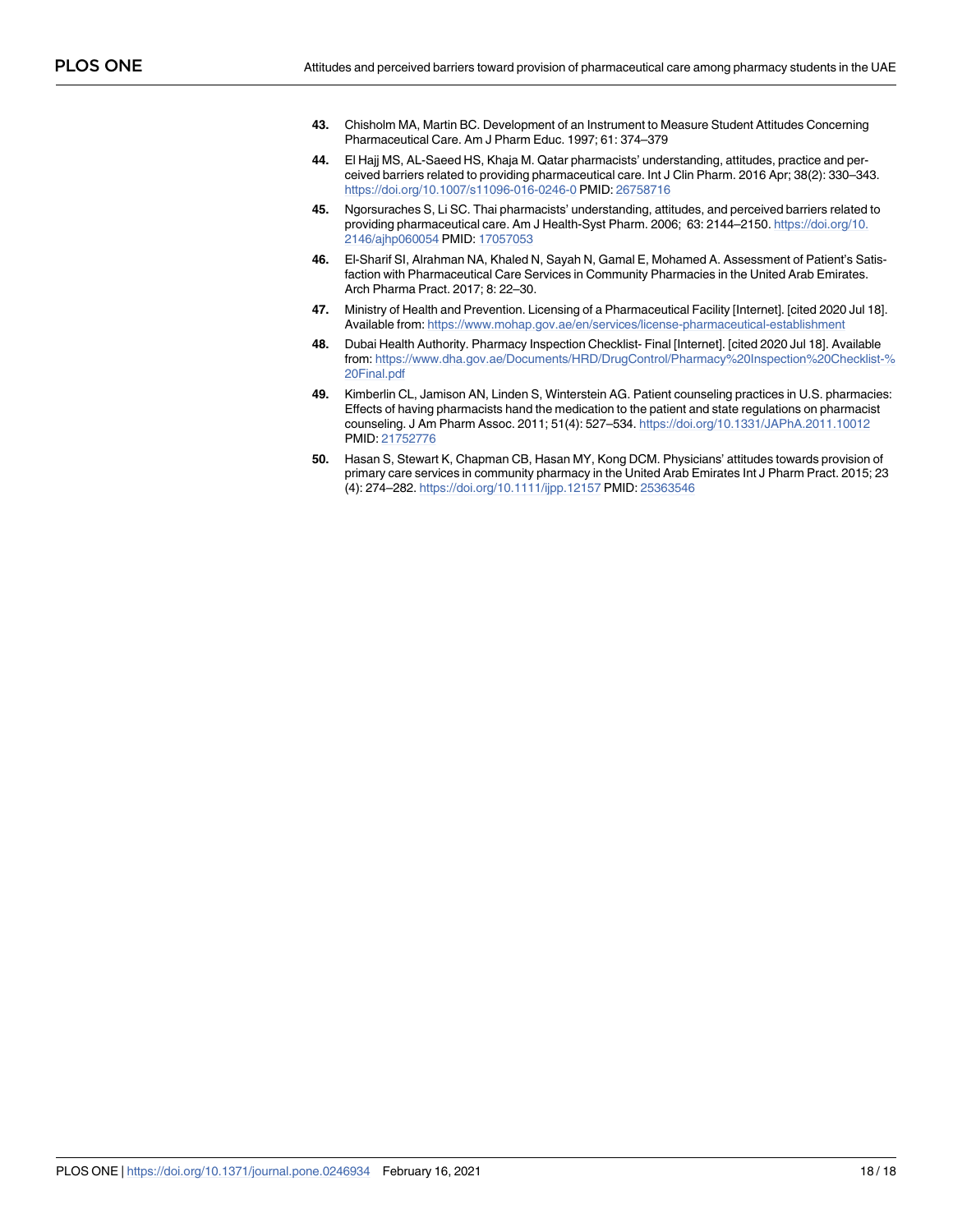43. Chisholm MA, Martin BC. Development of an Instrument to Measure Student Attitudes Concerning Pharmaceutical Care. Am J Pharm Educ. 1997; 61: 374–379
44. El Hajj MS, AL-Saeed HS, Khaja M. Qatar pharmacists' understanding, attitudes, practice and perceived barriers related to providing pharmaceutical care. Int J Clin Pharm. 2016 Apr; 38(2): 330–343. https://doi.org/10.1007/s11096-016-0246-0 PMID: 26758716
45. Ngorsuraches S, Li SC. Thai pharmacists' understanding, attitudes, and perceived barriers related to providing pharmaceutical care. Am J Health-Syst Pharm. 2006; 63: 2144–2150. https://doi.org/10.2146/ajhp060054 PMID: 17057053
46. El-Sharif SI, Alrahman NA, Khaled N, Sayah N, Gamal E, Mohamed A. Assessment of Patient's Satisfaction with Pharmaceutical Care Services in Community Pharmacies in the United Arab Emirates. Arch Pharma Pract. 2017; 8: 22–30.
47. Ministry of Health and Prevention. Licensing of a Pharmaceutical Facility [Internet]. [cited 2020 Jul 18]. Available from: https://www.mohap.gov.ae/en/services/license-pharmaceutical-establishment
48. Dubai Health Authority. Pharmacy Inspection Checklist- Final [Internet]. [cited 2020 Jul 18]. Available from: https://www.dha.gov.ae/Documents/HRD/DrugControl/Pharmacy%20Inspection%20Checklist-%20Final.pdf
49. Kimberlin CL, Jamison AN, Linden S, Winterstein AG. Patient counseling practices in U.S. pharmacies: Effects of having pharmacists hand the medication to the patient and state regulations on pharmacist counseling. J Am Pharm Assoc. 2011; 51(4): 527–534. https://doi.org/10.1331/JAPhA.2011.10012 PMID: 21752776
50. Hasan S, Stewart K, Chapman CB, Hasan MY, Kong DCM. Physicians' attitudes towards provision of primary care services in community pharmacy in the United Arab Emirates Int J Pharm Pract. 2015; 23 (4): 274–282. https://doi.org/10.1111/ijpp.12157 PMID: 25363546